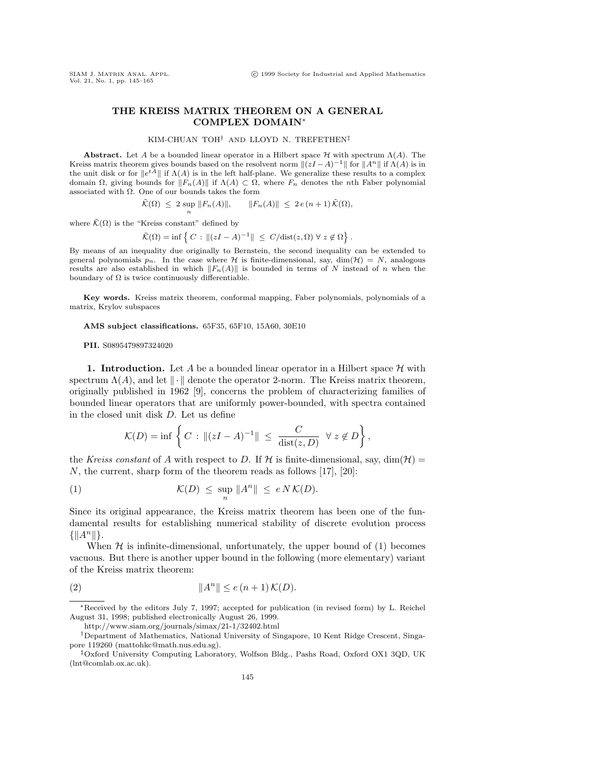# THE KREISS MATRIX THEOREM ON A GENERAL COMPLEX DOMAIN*

KIM-CHUAN TOH[†] AND LLOYD N. TREFETHEN[‡]

**Abstract.** Let $A$ be a bounded linear operator in a Hilbert space $\mathcal{H}$ with spectrum $\Lambda(A)$. The Kreiss matrix theorem gives bounds based on the resolvent norm $\|(zI - A)^{-1}\|$ for $\|A^n\|$ if $\Lambda(A)$ is in the unit disk or for $\|e^{tA}\|$ if $\Lambda(A)$ is in the left half-plane. We generalize these results to a complex domain $\Omega$, giving bounds for $\|F_n(A)\|$ if $\Lambda(A) \subset \Omega$, where $F_n$ denotes the $n$th Faber polynomial associated with $\Omega$. One of our bounds takes the form

$$\tilde{\mathcal{K}}(\Omega) \;\le\; 2\sup_n \|F_n(A)\|, \qquad \|F_n(A)\| \;\le\; 2\,e\,(n+1)\,\tilde{\mathcal{K}}(\Omega),$$

where $\tilde{\mathcal{K}}(\Omega)$ is the "Kreiss constant" defined by

$$\tilde{\mathcal{K}}(\Omega) = \inf\left\{ C \,:\, \|(zI - A)^{-1}\| \;\le\; C/\mathrm{dist}(z,\Omega)\ \forall\ z \notin \Omega \right\}.$$

By means of an inequality due originally to Bernstein, the second inequality can be extended to general polynomials $p_n$. In the case where $\mathcal{H}$ is finite-dimensional, say, $\dim(\mathcal{H}) = N$, analogous results are also established in which $\|F_n(A)\|$ is bounded in terms of $N$ instead of $n$ when the boundary of $\Omega$ is twice continuously differentiable.

**Key words.** Kreiss matrix theorem, conformal mapping, Faber polynomials, polynomials of a matrix, Krylov subspaces

**AMS subject classifications.** 65F35, 65F10, 15A60, 30E10

**PII.** S0895479897324020

## 1. Introduction.

Let $A$ be a bounded linear operator in a Hilbert space $\mathcal{H}$ with spectrum $\Lambda(A)$, and let $\|\cdot\|$ denote the operator 2-norm. The Kreiss matrix theorem, originally published in 1962 [9], concerns the problem of characterizing families of bounded linear operators that are uniformly power-bounded, with spectra contained in the closed unit disk $D$. Let us define

$$\mathcal{K}(D) = \inf\left\{ C \,:\, \|(zI - A)^{-1}\| \;\le\; \frac{C}{\mathrm{dist}(z,D)}\ \ \forall\ z \notin D \right\},$$

the *Kreiss constant* of $A$ with respect to $D$. If $\mathcal{H}$ is finite-dimensional, say, $\dim(\mathcal{H}) = N$, the current, sharp form of the theorem reads as follows [17], [20]:

$$\mathcal{K}(D) \;\le\; \sup_n \|A^n\| \;\le\; e\,N\,\mathcal{K}(D). \tag{1}$$

Since its original appearance, the Kreiss matrix theorem has been one of the fundamental results for establishing numerical stability of discrete evolution process $\{\|A^n\|\}$.

When $\mathcal{H}$ is infinite-dimensional, unfortunately, the upper bound of (1) becomes vacuous. But there is another upper bound in the following (more elementary) variant of the Kreiss matrix theorem:

$$\|A^n\| \le e\,(n+1)\,\mathcal{K}(D). \tag{2}$$

---

*Received by the editors July 7, 1997; accepted for publication (in revised form) by L. Reichel August 31, 1998; published electronically August 26, 1999.
http://www.siam.org/journals/simax/21-1/32402.html

[†]Department of Mathematics, National University of Singapore, 10 Kent Ridge Crescent, Singapore 119260 (mattohkc@math.nus.edu.sg).

[‡]Oxford University Computing Laboratory, Wolfson Bldg., Pashs Road, Oxford OX1 3QD, UK (lnt@comlab.ox.ac.uk).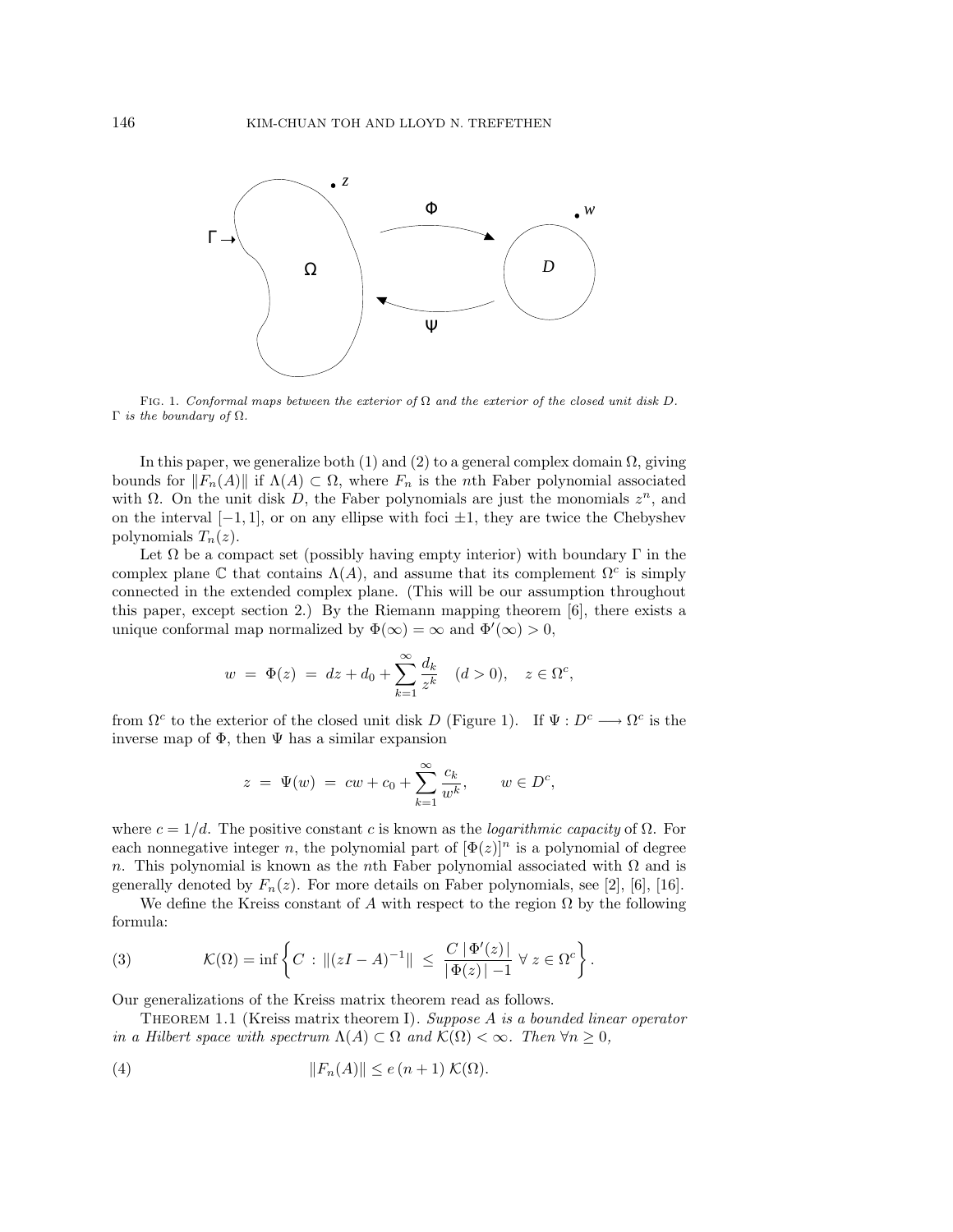Fig. 1. *Conformal maps between the exterior of* $\Omega$ *and the exterior of the closed unit disk* $D$. $\Gamma$ *is the boundary of* $\Omega$.

In this paper, we generalize both (1) and (2) to a general complex domain $\Omega$, giving bounds for $\|F_n(A)\|$ if $\Lambda(A) \subset \Omega$, where $F_n$ is the $n$th Faber polynomial associated with $\Omega$. On the unit disk $D$, the Faber polynomials are just the monomials $z^n$, and on the interval $[-1, 1]$, or on any ellipse with foci $\pm 1$, they are twice the Chebyshev polynomials $T_n(z)$.

Let $\Omega$ be a compact set (possibly having empty interior) with boundary $\Gamma$ in the complex plane $\mathbb{C}$ that contains $\Lambda(A)$, and assume that its complement $\Omega^c$ is simply connected in the extended complex plane. (This will be our assumption throughout this paper, except section 2.) By the Riemann mapping theorem [6], there exists a unique conformal map normalized by $\Phi(\infty) = \infty$ and $\Phi'(\infty) > 0$,

$$w \;=\; \Phi(z) \;=\; dz + d_0 + \sum_{k=1}^{\infty} \frac{d_k}{z^k} \quad (d > 0), \quad z \in \Omega^c,$$

from $\Omega^c$ to the exterior of the closed unit disk $D$ (Figure 1). If $\Psi : D^c \longrightarrow \Omega^c$ is the inverse map of $\Phi$, then $\Psi$ has a similar expansion

$$z \;=\; \Psi(w) \;=\; cw + c_0 + \sum_{k=1}^{\infty} \frac{c_k}{w^k}, \qquad w \in D^c,$$

where $c = 1/d$. The positive constant $c$ is known as the *logarithmic capacity* of $\Omega$. For each nonnegative integer $n$, the polynomial part of $[\Phi(z)]^n$ is a polynomial of degree $n$. This polynomial is known as the $n$th Faber polynomial associated with $\Omega$ and is generally denoted by $F_n(z)$. For more details on Faber polynomials, see [2], [6], [16].

We define the Kreiss constant of $A$ with respect to the region $\Omega$ by the following formula:

$$\mathcal{K}(\Omega) = \inf \left\{ C \,:\, \|(zI - A)^{-1}\| \;\leq\; \frac{C\,|\,\Phi'(z)\,|}{|\,\Phi(z)\,| - 1} \;\forall\, z \in \Omega^c \right\}. \tag{3}$$

Our generalizations of the Kreiss matrix theorem read as follows.

Theorem 1.1 (Kreiss matrix theorem I). *Suppose $A$ is a bounded linear operator in a Hilbert space with spectrum $\Lambda(A) \subset \Omega$ and $\mathcal{K}(\Omega) < \infty$. Then $\forall n \geq 0$,*

$$\|F_n(A)\| \leq e\,(n + 1)\,\mathcal{K}(\Omega). \tag{4}$$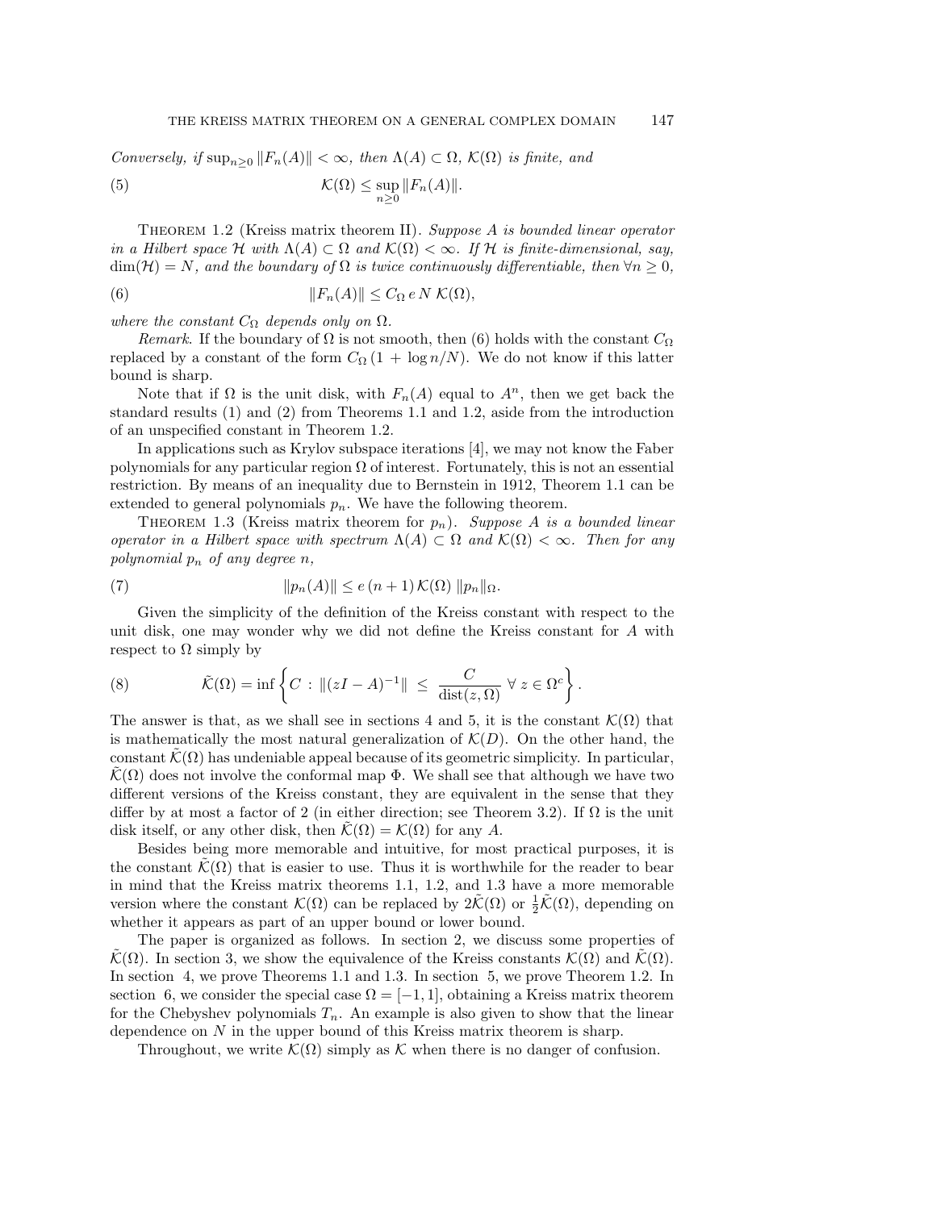*Conversely, if* $\sup_{n\geq 0}\|F_n(A)\| < \infty$*, then* $\Lambda(A) \subset \Omega$*,* $\mathcal{K}(\Omega)$ *is finite, and*

$$\mathcal{K}(\Omega) \leq \sup_{n\geq 0}\|F_n(A)\|. \tag{5}$$

Theorem 1.2 (Kreiss matrix theorem II). *Suppose* $A$ *is bounded linear operator in a Hilbert space* $\mathcal{H}$ *with* $\Lambda(A) \subset \Omega$ *and* $\mathcal{K}(\Omega) < \infty$*. If* $\mathcal{H}$ *is finite-dimensional, say,* $\dim(\mathcal{H}) = N$*, and the boundary of* $\Omega$ *is twice continuously differentiable, then* $\forall n \geq 0$*,*

$$\|F_n(A)\| \leq C_\Omega\, e\, N\, \mathcal{K}(\Omega), \tag{6}$$

*where the constant* $C_\Omega$ *depends only on* $\Omega$*.*

*Remark*. If the boundary of $\Omega$ is not smooth, then (6) holds with the constant $C_\Omega$ replaced by a constant of the form $C_\Omega\,(1 + \log n/N)$. We do not know if this latter bound is sharp.

Note that if $\Omega$ is the unit disk, with $F_n(A)$ equal to $A^n$, then we get back the standard results (1) and (2) from Theorems 1.1 and 1.2, aside from the introduction of an unspecified constant in Theorem 1.2.

In applications such as Krylov subspace iterations [4], we may not know the Faber polynomials for any particular region $\Omega$ of interest. Fortunately, this is not an essential restriction. By means of an inequality due to Bernstein in 1912, Theorem 1.1 can be extended to general polynomials $p_n$. We have the following theorem.

Theorem 1.3 (Kreiss matrix theorem for $p_n$). *Suppose* $A$ *is a bounded linear operator in a Hilbert space with spectrum* $\Lambda(A) \subset \Omega$ *and* $\mathcal{K}(\Omega) < \infty$*. Then for any polynomial* $p_n$ *of any degree* $n$*,*

$$\|p_n(A)\| \leq e\,(n+1)\,\mathcal{K}(\Omega)\,\|p_n\|_\Omega. \tag{7}$$

Given the simplicity of the definition of the Kreiss constant with respect to the unit disk, one may wonder why we did not define the Kreiss constant for $A$ with respect to $\Omega$ simply by

$$\tilde{\mathcal{K}}(\Omega) = \inf\left\{ C \,:\, \|(zI - A)^{-1}\| \;\leq\; \frac{C}{\operatorname{dist}(z,\Omega)}\ \forall\, z \in \Omega^c \right\}. \tag{8}$$

The answer is that, as we shall see in sections 4 and 5, it is the constant $\mathcal{K}(\Omega)$ that is mathematically the most natural generalization of $\mathcal{K}(D)$. On the other hand, the constant $\tilde{\mathcal{K}}(\Omega)$ has undeniable appeal because of its geometric simplicity. In particular, $\tilde{\mathcal{K}}(\Omega)$ does not involve the conformal map $\Phi$. We shall see that although we have two different versions of the Kreiss constant, they are equivalent in the sense that they differ by at most a factor of 2 (in either direction; see Theorem 3.2). If $\Omega$ is the unit disk itself, or any other disk, then $\tilde{\mathcal{K}}(\Omega) = \mathcal{K}(\Omega)$ for any $A$.

Besides being more memorable and intuitive, for most practical purposes, it is the constant $\tilde{\mathcal{K}}(\Omega)$ that is easier to use. Thus it is worthwhile for the reader to bear in mind that the Kreiss matrix theorems 1.1, 1.2, and 1.3 have a more memorable version where the constant $\mathcal{K}(\Omega)$ can be replaced by $2\tilde{\mathcal{K}}(\Omega)$ or $\frac{1}{2}\tilde{\mathcal{K}}(\Omega)$, depending on whether it appears as part of an upper bound or lower bound.

The paper is organized as follows. In section 2, we discuss some properties of $\tilde{\mathcal{K}}(\Omega)$. In section 3, we show the equivalence of the Kreiss constants $\mathcal{K}(\Omega)$ and $\tilde{\mathcal{K}}(\Omega)$. In section 4, we prove Theorems 1.1 and 1.3. In section 5, we prove Theorem 1.2. In section 6, we consider the special case $\Omega = [-1, 1]$, obtaining a Kreiss matrix theorem for the Chebyshev polynomials $T_n$. An example is also given to show that the linear dependence on $N$ in the upper bound of this Kreiss matrix theorem is sharp.

Throughout, we write $\mathcal{K}(\Omega)$ simply as $\mathcal{K}$ when there is no danger of confusion.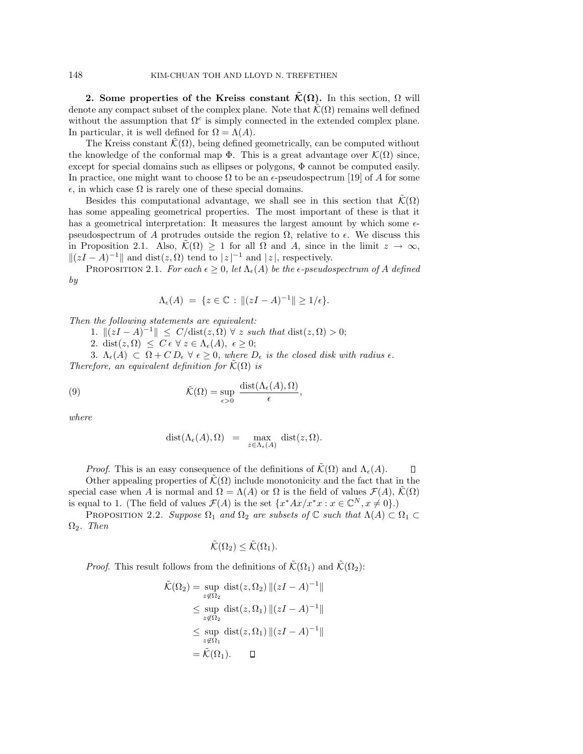**2. Some properties of the Kreiss constant $\tilde{\mathcal{K}}(\Omega)$.** In this section, $\Omega$ will denote any compact subset of the complex plane. Note that $\tilde{\mathcal{K}}(\Omega)$ remains well defined without the assumption that $\Omega^c$ is simply connected in the extended complex plane. In particular, it is well defined for $\Omega = \Lambda(A)$.

The Kreiss constant $\tilde{\mathcal{K}}(\Omega)$, being defined geometrically, can be computed without the knowledge of the conformal map $\Phi$. This is a great advantage over $\mathcal{K}(\Omega)$ since, except for special domains such as ellipses or polygons, $\Phi$ cannot be computed easily. In practice, one might want to choose $\Omega$ to be an $\epsilon$-pseudospectrum [19] of $A$ for some $\epsilon$, in which case $\Omega$ is rarely one of these special domains.

Besides this computational advantage, we shall see in this section that $\tilde{\mathcal{K}}(\Omega)$ has some appealing geometrical properties. The most important of these is that it has a geometrical interpretation: It measures the largest amount by which some $\epsilon$-pseudospectrum of $A$ protrudes outside the region $\Omega$, relative to $\epsilon$. We discuss this in Proposition 2.1. Also, $\tilde{\mathcal{K}}(\Omega) \geq 1$ for all $\Omega$ and $A$, since in the limit $z \to \infty$, $\|(zI - A)^{-1}\|$ and $\mathrm{dist}(z, \Omega)$ tend to $|z|^{-1}$ and $|z|$, respectively.

PROPOSITION 2.1. *For each $\epsilon \geq 0$, let $\Lambda_\epsilon(A)$ be the $\epsilon$-pseudospectrum of $A$ defined by*

$$\Lambda_\epsilon(A) \;=\; \{z \in \mathbb{C} \,:\, \|(zI - A)^{-1}\| \geq 1/\epsilon\}.$$

*Then the following statements are equivalent:*

1. $\|(zI - A)^{-1}\| \;\leq\; C/\mathrm{dist}(z, \Omega)$ $\forall$ *$z$ such that* $\mathrm{dist}(z, \Omega) > 0$;
2. $\mathrm{dist}(z, \Omega) \;\leq\; C\,\epsilon$ $\forall\, z \in \Lambda_\epsilon(A),\ \epsilon \geq 0$;
3. $\Lambda_\epsilon(A) \subset \Omega + C\,D_\epsilon$ $\forall\ \epsilon \geq 0$, *where $D_\epsilon$ is the closed disk with radius $\epsilon$.*

*Therefore, an equivalent definition for $\tilde{\mathcal{K}}(\Omega)$ is*

$$\tilde{\mathcal{K}}(\Omega) = \sup_{\epsilon > 0} \frac{\mathrm{dist}(\Lambda_\epsilon(A), \Omega)}{\epsilon}, \tag{9}$$

*where*

$$\mathrm{dist}(\Lambda_\epsilon(A), \Omega) \;\;=\;\; \max_{z \in \Lambda_\epsilon(A)} \mathrm{dist}(z, \Omega).$$

*Proof.* This is an easy consequence of the definitions of $\tilde{\mathcal{K}}(\Omega)$ and $\Lambda_\epsilon(A)$. $\square$

Other appealing properties of $\tilde{\mathcal{K}}(\Omega)$ include monotonicity and the fact that in the special case when $A$ is normal and $\Omega = \Lambda(A)$ or $\Omega$ is the field of values $\mathcal{F}(A)$, $\tilde{\mathcal{K}}(\Omega)$ is equal to 1. (The field of values $\mathcal{F}(A)$ is the set $\{x^*Ax/x^*x : x \in \mathbb{C}^N, x \neq 0\}$.)

PROPOSITION 2.2. *Suppose $\Omega_1$ and $\Omega_2$ are subsets of $\mathbb{C}$ such that $\Lambda(A) \subset \Omega_1 \subset \Omega_2$. Then*

$$\tilde{\mathcal{K}}(\Omega_2) \leq \tilde{\mathcal{K}}(\Omega_1).$$

*Proof.* This result follows from the definitions of $\tilde{\mathcal{K}}(\Omega_1)$ and $\tilde{\mathcal{K}}(\Omega_2)$:

$$\begin{aligned}
\tilde{\mathcal{K}}(\Omega_2) &= \sup_{z \notin \Omega_2} \mathrm{dist}(z, \Omega_2)\, \|(zI - A)^{-1}\| \\
&\leq \sup_{z \notin \Omega_2} \mathrm{dist}(z, \Omega_1)\, \|(zI - A)^{-1}\| \\
&\leq \sup_{z \notin \Omega_1} \mathrm{dist}(z, \Omega_1)\, \|(zI - A)^{-1}\| \\
&= \tilde{\mathcal{K}}(\Omega_1). \qquad \square
\end{aligned}$$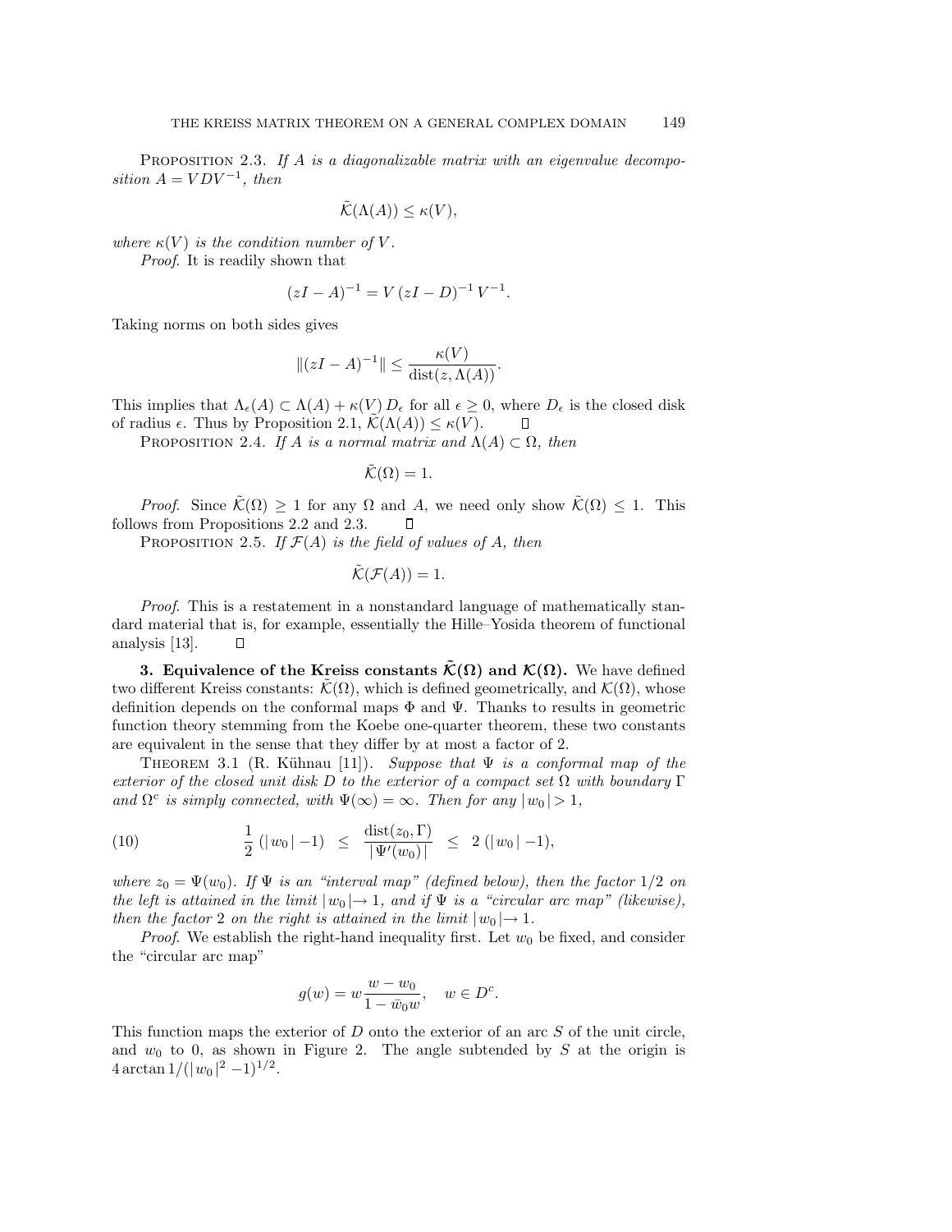PROPOSITION 2.3. *If $A$ is a diagonalizable matrix with an eigenvalue decomposition $A = VDV^{-1}$, then*

$$\tilde{\mathcal{K}}(\Lambda(A)) \leq \kappa(V),$$

*where $\kappa(V)$ is the condition number of $V$.*

*Proof.* It is readily shown that

$$(zI - A)^{-1} = V\,(zI - D)^{-1}\,V^{-1}.$$

Taking norms on both sides gives

$$\|(zI - A)^{-1}\| \leq \frac{\kappa(V)}{\operatorname{dist}(z, \Lambda(A))}.$$

This implies that $\Lambda_\epsilon(A) \subset \Lambda(A) + \kappa(V)\,D_\epsilon$ for all $\epsilon \geq 0$, where $D_\epsilon$ is the closed disk of radius $\epsilon$. Thus by Proposition 2.1, $\tilde{\mathcal{K}}(\Lambda(A)) \leq \kappa(V)$. $\square$

PROPOSITION 2.4. *If $A$ is a normal matrix and $\Lambda(A) \subset \Omega$, then*

$$\tilde{\mathcal{K}}(\Omega) = 1.$$

*Proof.* Since $\tilde{\mathcal{K}}(\Omega) \geq 1$ for any $\Omega$ and $A$, we need only show $\tilde{\mathcal{K}}(\Omega) \leq 1$. This follows from Propositions 2.2 and 2.3. $\square$

PROPOSITION 2.5. *If $\mathcal{F}(A)$ is the field of values of $A$, then*

$$\tilde{\mathcal{K}}(\mathcal{F}(A)) = 1.$$

*Proof.* This is a restatement in a nonstandard language of mathematically standard material that is, for example, essentially the Hille–Yosida theorem of functional analysis [13]. $\square$

## 3. Equivalence of the Kreiss constants $\tilde{\mathcal{K}}(\Omega)$ and $\mathcal{K}(\Omega)$.

We have defined two different Kreiss constants: $\tilde{\mathcal{K}}(\Omega)$, which is defined geometrically, and $\mathcal{K}(\Omega)$, whose definition depends on the conformal maps $\Phi$ and $\Psi$. Thanks to results in geometric function theory stemming from the Koebe one-quarter theorem, these two constants are equivalent in the sense that they differ by at most a factor of 2.

THEOREM 3.1 (R. Kühnau [11]). *Suppose that $\Psi$ is a conformal map of the exterior of the closed unit disk $D$ to the exterior of a compact set $\Omega$ with boundary $\Gamma$ and $\Omega^c$ is simply connected, with $\Psi(\infty) = \infty$. Then for any $|\,w_0\,| > 1$,*

$$\frac{1}{2}\,(|\,w_0\,| - 1) \;\;\leq\;\; \frac{\operatorname{dist}(z_0, \Gamma)}{|\,\Psi'(w_0)\,|} \;\;\leq\;\; 2\,(|\,w_0\,| - 1), \tag{10}$$

*where $z_0 = \Psi(w_0)$. If $\Psi$ is an "interval map" (defined below), then the factor $1/2$ on the left is attained in the limit $|\,w_0\,| \to 1$, and if $\Psi$ is a "circular arc map" (likewise), then the factor $2$ on the right is attained in the limit $|\,w_0\,| \to 1$.*

*Proof.* We establish the right-hand inequality first. Let $w_0$ be fixed, and consider the "circular arc map"

$$g(w) = w\,\frac{w - w_0}{1 - \bar{w}_0 w}, \quad w \in D^c.$$

This function maps the exterior of $D$ onto the exterior of an arc $S$ of the unit circle, and $w_0$ to $0$, as shown in Figure 2. The angle subtended by $S$ at the origin is $4 \arctan 1/(|\,w_0\,|^2 - 1)^{1/2}$.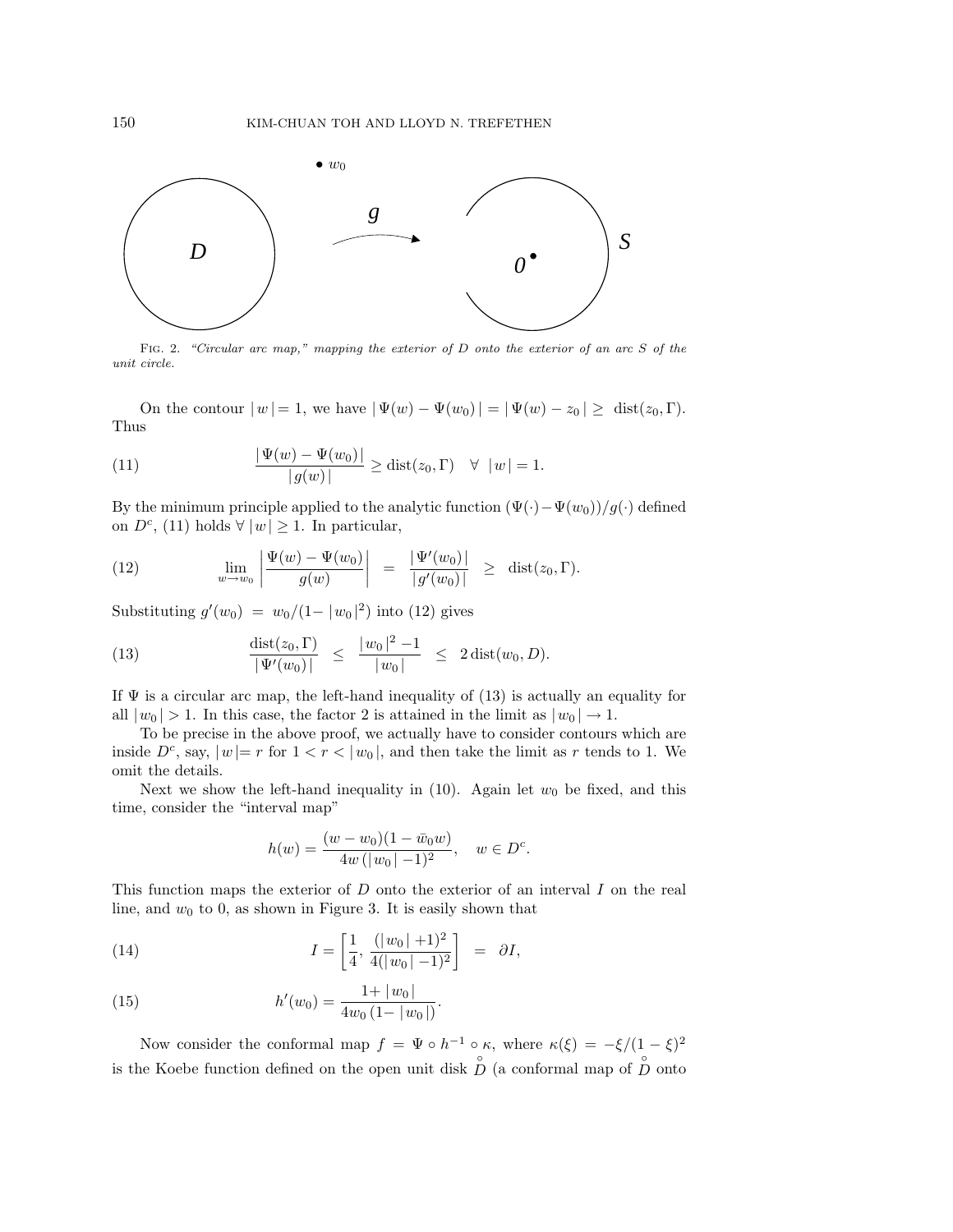FIG. 2. *"Circular arc map," mapping the exterior of $D$ onto the exterior of an arc $S$ of the unit circle.*

On the contour $|w| = 1$, we have $|\Psi(w) - \Psi(w_0)| = |\Psi(w) - z_0| \geq \operatorname{dist}(z_0, \Gamma)$. Thus

$$\frac{|\Psi(w) - \Psi(w_0)|}{|g(w)|} \geq \operatorname{dist}(z_0, \Gamma) \quad \forall \ |w| = 1. \tag{11}$$

By the minimum principle applied to the analytic function $(\Psi(\cdot) - \Psi(w_0))/g(\cdot)$ defined on $D^c$, (11) holds $\forall\, |w| \geq 1$. In particular,

$$\lim_{w \to w_0} \left| \frac{\Psi(w) - \Psi(w_0)}{g(w)} \right| \;=\; \frac{|\Psi'(w_0)|}{|g'(w_0)|} \;\geq\; \operatorname{dist}(z_0, \Gamma). \tag{12}$$

Substituting $g'(w_0) \;=\; w_0/(1 - |w_0|^2)$ into (12) gives

$$\frac{\operatorname{dist}(z_0, \Gamma)}{|\Psi'(w_0)|} \;\leq\; \frac{|w_0|^2 - 1}{|w_0|} \;\leq\; 2 \operatorname{dist}(w_0, D). \tag{13}$$

If $\Psi$ is a circular arc map, the left-hand inequality of (13) is actually an equality for all $|w_0| > 1$. In this case, the factor 2 is attained in the limit as $|w_0| \to 1$.

To be precise in the above proof, we actually have to consider contours which are inside $D^c$, say, $|w| = r$ for $1 < r < |w_0|$, and then take the limit as $r$ tends to 1. We omit the details.

Next we show the left-hand inequality in (10). Again let $w_0$ be fixed, and this time, consider the "interval map"

$$h(w) = \frac{(w - w_0)(1 - \bar{w}_0 w)}{4w\,(|w_0| - 1)^2}, \quad w \in D^c.$$

This function maps the exterior of $D$ onto the exterior of an interval $I$ on the real line, and $w_0$ to 0, as shown in Figure 3. It is easily shown that

$$I = \left[ \frac{1}{4}, \frac{(|w_0| + 1)^2}{4(|w_0| - 1)^2} \right] \;=\; \partial I, \tag{14}$$

$$h'(w_0) = \frac{1 + |w_0|}{4w_0\,(1 - |w_0|)}. \tag{15}$$

Now consider the conformal map $f = \Psi \circ h^{-1} \circ \kappa$, where $\kappa(\xi) = -\xi/(1 - \xi)^2$ is the Koebe function defined on the open unit disk $\mathring{D}$ (a conformal map of $\mathring{D}$ onto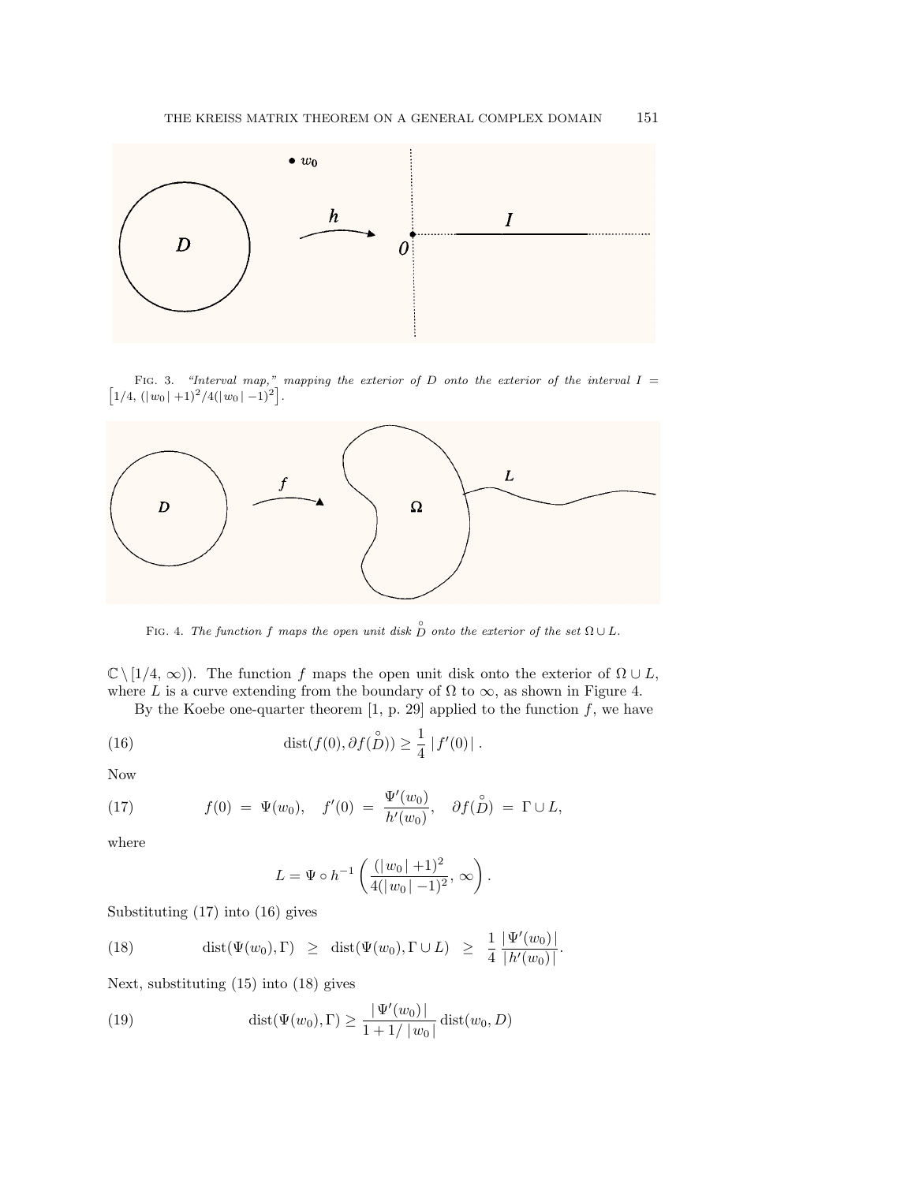FIG. 3. *"Interval map," mapping the exterior of D onto the exterior of the interval* $I = \left[1/4,\ (|w_0|+1)^2/4(|w_0|-1)^2\right]$.

FIG. 4. *The function f maps the open unit disk* $\overset{\circ}{D}$ *onto the exterior of the set* $\Omega \cup L$.

$\mathbb{C} \setminus [1/4, \infty)$). The function $f$ maps the open unit disk onto the exterior of $\Omega \cup L$, where $L$ is a curve extending from the boundary of $\Omega$ to $\infty$, as shown in Figure 4.

By the Koebe one-quarter theorem [1, p. 29] applied to the function $f$, we have

$$\operatorname{dist}(f(0), \partial f(\overset{\circ}{D})) \geq \frac{1}{4}\,|f'(0)|\,. \tag{16}$$

Now

$$f(0) = \Psi(w_0), \quad f'(0) = \frac{\Psi'(w_0)}{h'(w_0)}, \quad \partial f(\overset{\circ}{D}) = \Gamma \cup L, \tag{17}$$

where

$$L = \Psi \circ h^{-1}\left(\frac{(|w_0|+1)^2}{4(|w_0|-1)^2},\ \infty\right).$$

Substituting (17) into (16) gives

$$\operatorname{dist}(\Psi(w_0), \Gamma) \;\geq\; \operatorname{dist}(\Psi(w_0), \Gamma \cup L) \;\geq\; \frac{1}{4}\,\frac{|\Psi'(w_0)|}{|h'(w_0)|}. \tag{18}$$

Next, substituting (15) into (18) gives

$$\operatorname{dist}(\Psi(w_0), \Gamma) \geq \frac{|\Psi'(w_0)|}{1 + 1/\,|w_0|}\operatorname{dist}(w_0, D) \tag{19}$$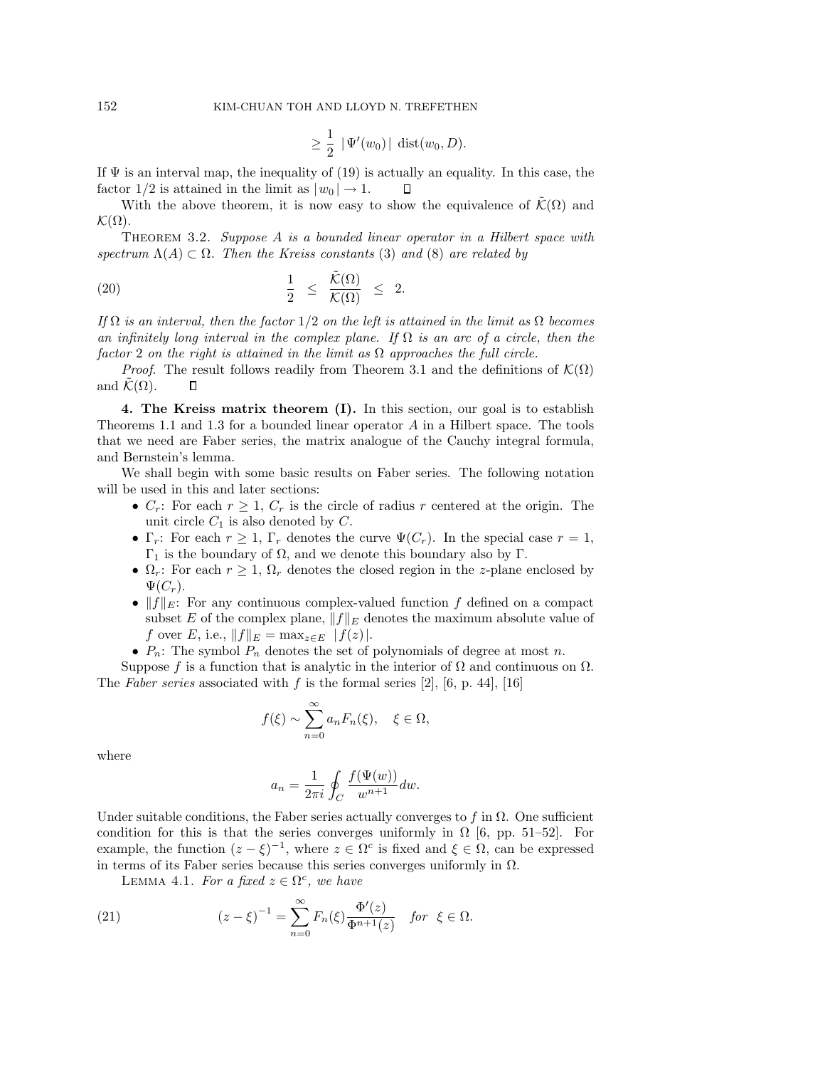$$\geq \frac{1}{2}\ |\Psi'(w_0)|\ \mathrm{dist}(w_0, D).$$

If $\Psi$ is an interval map, the inequality of (19) is actually an equality. In this case, the factor $1/2$ is attained in the limit as $|w_0| \to 1$. ◻

With the above theorem, it is now easy to show the equivalence of $\tilde{\mathcal{K}}(\Omega)$ and $\mathcal{K}(\Omega)$.

THEOREM 3.2. *Suppose $A$ is a bounded linear operator in a Hilbert space with spectrum $\Lambda(A) \subset \Omega$. Then the Kreiss constants* (3) *and* (8) *are related by*

$$\frac{1}{2} \ \leq\ \frac{\tilde{\mathcal{K}}(\Omega)}{\mathcal{K}(\Omega)} \ \leq\ 2. \tag{20}$$

*If $\Omega$ is an interval, then the factor $1/2$ on the left is attained in the limit as $\Omega$ becomes an infinitely long interval in the complex plane. If $\Omega$ is an arc of a circle, then the factor 2 on the right is attained in the limit as $\Omega$ approaches the full circle.*

*Proof*. The result follows readily from Theorem 3.1 and the definitions of $\mathcal{K}(\Omega)$ and $\tilde{\mathcal{K}}(\Omega)$. ◻

**4. The Kreiss matrix theorem (I).** In this section, our goal is to establish Theorems 1.1 and 1.3 for a bounded linear operator $A$ in a Hilbert space. The tools that we need are Faber series, the matrix analogue of the Cauchy integral formula, and Bernstein's lemma.

We shall begin with some basic results on Faber series. The following notation will be used in this and later sections:

- $C_r$: For each $r \geq 1$, $C_r$ is the circle of radius $r$ centered at the origin. The unit circle $C_1$ is also denoted by $C$.
- $\Gamma_r$: For each $r \geq 1$, $\Gamma_r$ denotes the curve $\Psi(C_r)$. In the special case $r = 1$, $\Gamma_1$ is the boundary of $\Omega$, and we denote this boundary also by $\Gamma$.
- $\Omega_r$: For each $r \geq 1$, $\Omega_r$ denotes the closed region in the $z$-plane enclosed by $\Psi(C_r)$.
- $\|f\|_E$: For any continuous complex-valued function $f$ defined on a compact subset $E$ of the complex plane, $\|f\|_E$ denotes the maximum absolute value of $f$ over $E$, i.e., $\|f\|_E = \max_{z\in E}\ |f(z)|$.
- $P_n$: The symbol $P_n$ denotes the set of polynomials of degree at most $n$.

Suppose $f$ is a function that is analytic in the interior of $\Omega$ and continuous on $\Omega$. The *Faber series* associated with $f$ is the formal series [2], [6, p. 44], [16]

$$f(\xi) \sim \sum_{n=0}^{\infty} a_n F_n(\xi), \quad \xi \in \Omega,$$

where

$$a_n = \frac{1}{2\pi i} \oint_C \frac{f(\Psi(w))}{w^{n+1}} dw.$$

Under suitable conditions, the Faber series actually converges to $f$ in $\Omega$. One sufficient condition for this is that the series converges uniformly in $\Omega$ [6, pp. 51–52]. For example, the function $(z - \xi)^{-1}$, where $z \in \Omega^c$ is fixed and $\xi \in \Omega$, can be expressed in terms of its Faber series because this series converges uniformly in $\Omega$.

LEMMA 4.1. *For a fixed $z \in \Omega^c$, we have*

$$(z - \xi)^{-1} = \sum_{n=0}^{\infty} F_n(\xi) \frac{\Phi'(z)}{\Phi^{n+1}(z)} \quad \textit{for} \ \ \xi \in \Omega. \tag{21}$$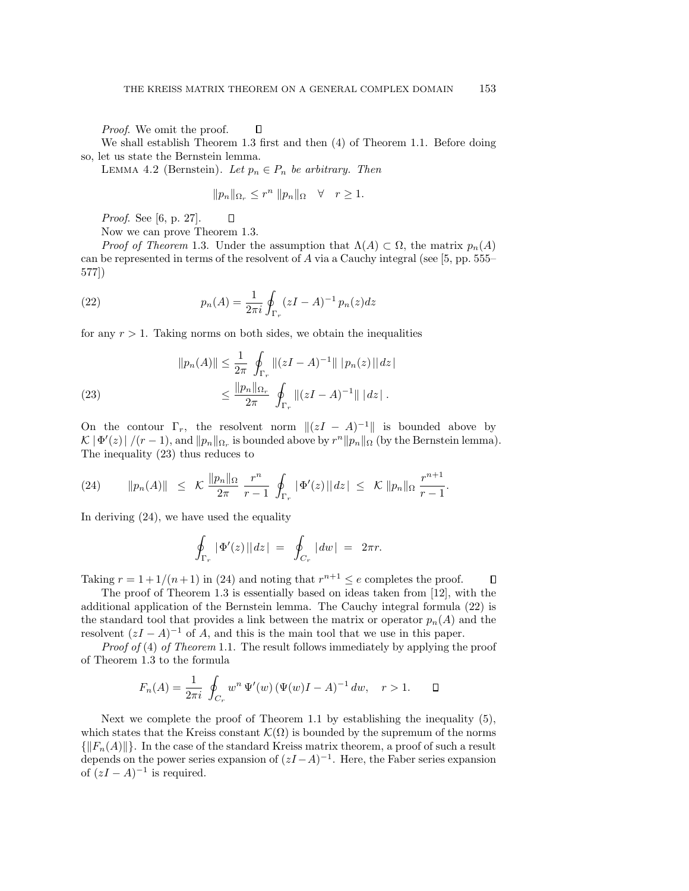*Proof.* We omit the proof. $\square$

We shall establish Theorem 1.3 first and then (4) of Theorem 1.1. Before doing so, let us state the Bernstein lemma.

LEMMA 4.2 (Bernstein). *Let $p_n \in P_n$ be arbitrary. Then*

$$\|p_n\|_{\Omega_r} \leq r^n \, \|p_n\|_\Omega \quad \forall \quad r \geq 1.$$

*Proof.* See [6, p. 27]. $\square$

Now we can prove Theorem 1.3.

*Proof of Theorem* 1.3. Under the assumption that $\Lambda(A) \subset \Omega$, the matrix $p_n(A)$ can be represented in terms of the resolvent of $A$ via a Cauchy integral (see [5, pp. 555–577])

$$p_n(A) = \frac{1}{2\pi i} \oint_{\Gamma_r} (zI - A)^{-1} \, p_n(z) dz \tag{22}$$

for any $r > 1$. Taking norms on both sides, we obtain the inequalities

$$\begin{aligned} \|p_n(A)\| &\leq \frac{1}{2\pi} \oint_{\Gamma_r} \|(zI - A)^{-1}\| \, |\, p_n(z)\,||\,dz\,| \\ &\leq \frac{\|p_n\|_{\Omega_r}}{2\pi} \oint_{\Gamma_r} \|(zI - A)^{-1}\| \, |\,dz\,| \, . \end{aligned} \tag{23}$$

On the contour $\Gamma_r$, the resolvent norm $\|(zI - A)^{-1}\|$ is bounded above by $\mathcal{K} \,|\, \Phi'(z)\,| \,/(r-1)$, and $\|p_n\|_{\Omega_r}$ is bounded above by $r^n \|p_n\|_\Omega$ (by the Bernstein lemma). The inequality (23) thus reduces to

$$\|p_n(A)\| \;\leq\; \mathcal{K} \, \frac{\|p_n\|_\Omega}{2\pi} \, \frac{r^n}{r-1} \oint_{\Gamma_r} |\, \Phi'(z)\,||\,dz\,| \;\leq\; \mathcal{K} \, \|p_n\|_\Omega \, \frac{r^{n+1}}{r-1}. \tag{24}$$

In deriving (24), we have used the equality

$$\oint_{\Gamma_r} |\, \Phi'(z)\,||\,dz\,| \;=\; \oint_{C_r} |\,dw\,| \;=\; 2\pi r.$$

Taking $r = 1 + 1/(n+1)$ in (24) and noting that $r^{n+1} \leq e$ completes the proof. $\square$

The proof of Theorem 1.3 is essentially based on ideas taken from [12], with the additional application of the Bernstein lemma. The Cauchy integral formula (22) is the standard tool that provides a link between the matrix or operator $p_n(A)$ and the resolvent $(zI - A)^{-1}$ of $A$, and this is the main tool that we use in this paper.

*Proof of* (4) *of Theorem* 1.1. The result follows immediately by applying the proof of Theorem 1.3 to the formula

$$F_n(A) = \frac{1}{2\pi i} \oint_{C_r} w^n \, \Psi'(w) \, (\Psi(w) I - A)^{-1} \, dw, \quad r > 1. \qquad \square$$

Next we complete the proof of Theorem 1.1 by establishing the inequality (5), which states that the Kreiss constant $\mathcal{K}(\Omega)$ is bounded by the supremum of the norms $\{\|F_n(A)\|\}$. In the case of the standard Kreiss matrix theorem, a proof of such a result depends on the power series expansion of $(zI - A)^{-1}$. Here, the Faber series expansion of $(zI - A)^{-1}$ is required.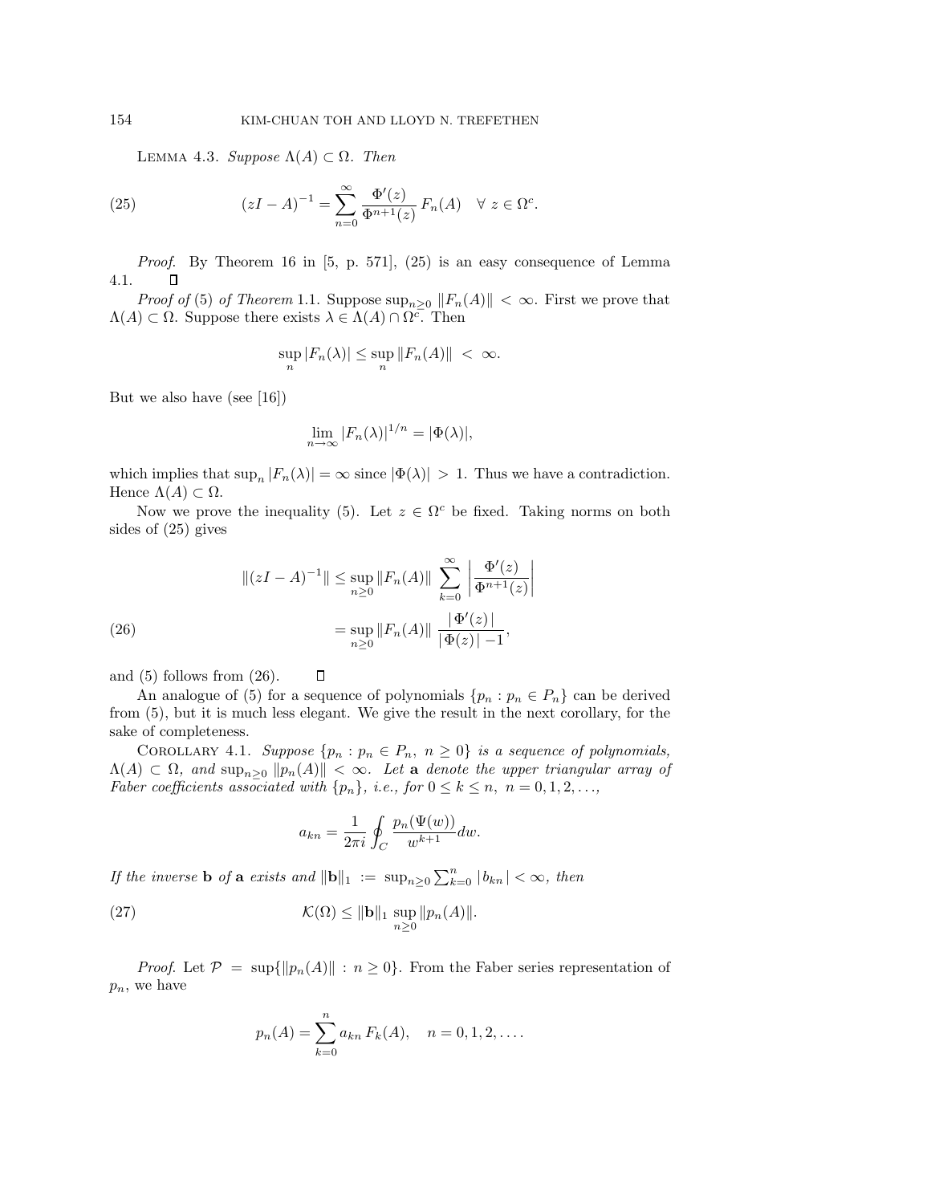LEMMA 4.3. *Suppose $\Lambda(A) \subset \Omega$. Then*

$$(zI - A)^{-1} = \sum_{n=0}^{\infty} \frac{\Phi'(z)}{\Phi^{n+1}(z)} F_n(A) \quad \forall\, z \in \Omega^c. \tag{25}$$

*Proof.* By Theorem 16 in [5, p. 571], (25) is an easy consequence of Lemma 4.1. ∎

*Proof of* (5) *of Theorem* 1.1. Suppose $\sup_{n \geq 0} \|F_n(A)\| < \infty$. First we prove that $\Lambda(A) \subset \Omega$. Suppose there exists $\lambda \in \Lambda(A) \cap \Omega^c$. Then

$$\sup_n |F_n(\lambda)| \leq \sup_n \|F_n(A)\| \; < \; \infty.$$

But we also have (see [16])

$$\lim_{n \to \infty} |F_n(\lambda)|^{1/n} = |\Phi(\lambda)|,$$

which implies that $\sup_n |F_n(\lambda)| = \infty$ since $|\Phi(\lambda)| \; > \; 1$. Thus we have a contradiction. Hence $\Lambda(A) \subset \Omega$.

Now we prove the inequality (5). Let $z \in \Omega^c$ be fixed. Taking norms on both sides of (25) gives

$$\begin{aligned}
\|(zI - A)^{-1}\| &\leq \sup_{n \geq 0} \|F_n(A)\| \; \sum_{k=0}^{\infty} \left| \frac{\Phi'(z)}{\Phi^{n+1}(z)} \right| \\
&= \sup_{n \geq 0} \|F_n(A)\| \; \frac{|\,\Phi'(z)\,|}{|\,\Phi(z)\,| - 1},
\end{aligned} \tag{26}$$

and (5) follows from (26). ∎

An analogue of (5) for a sequence of polynomials $\{p_n : p_n \in P_n\}$ can be derived from (5), but it is much less elegant. We give the result in the next corollary, for the sake of completeness.

COROLLARY 4.1. *Suppose $\{p_n : p_n \in P_n,\ n \geq 0\}$ is a sequence of polynomials, $\Lambda(A) \subset \Omega$, and $\sup_{n \geq 0} \|p_n(A)\| < \infty$. Let $\mathbf{a}$ denote the upper triangular array of Faber coefficients associated with $\{p_n\}$, i.e., for $0 \leq k \leq n,\ n = 0, 1, 2, \ldots$,*

$$a_{kn} = \frac{1}{2\pi i} \oint_C \frac{p_n(\Psi(w))}{w^{k+1}} dw.$$

*If the inverse $\mathbf{b}$ of $\mathbf{a}$ exists and $\|\mathbf{b}\|_1 := \sup_{n \geq 0} \sum_{k=0}^{n} |b_{kn}| < \infty$, then*

$$\mathcal{K}(\Omega) \leq \|\mathbf{b}\|_1 \sup_{n \geq 0} \|p_n(A)\|. \tag{27}$$

*Proof.* Let $\mathcal{P} = \sup\{\|p_n(A)\| : n \geq 0\}$. From the Faber series representation of $p_n$, we have

$$p_n(A) = \sum_{k=0}^{n} a_{kn}\, F_k(A), \quad n = 0, 1, 2, \ldots.$$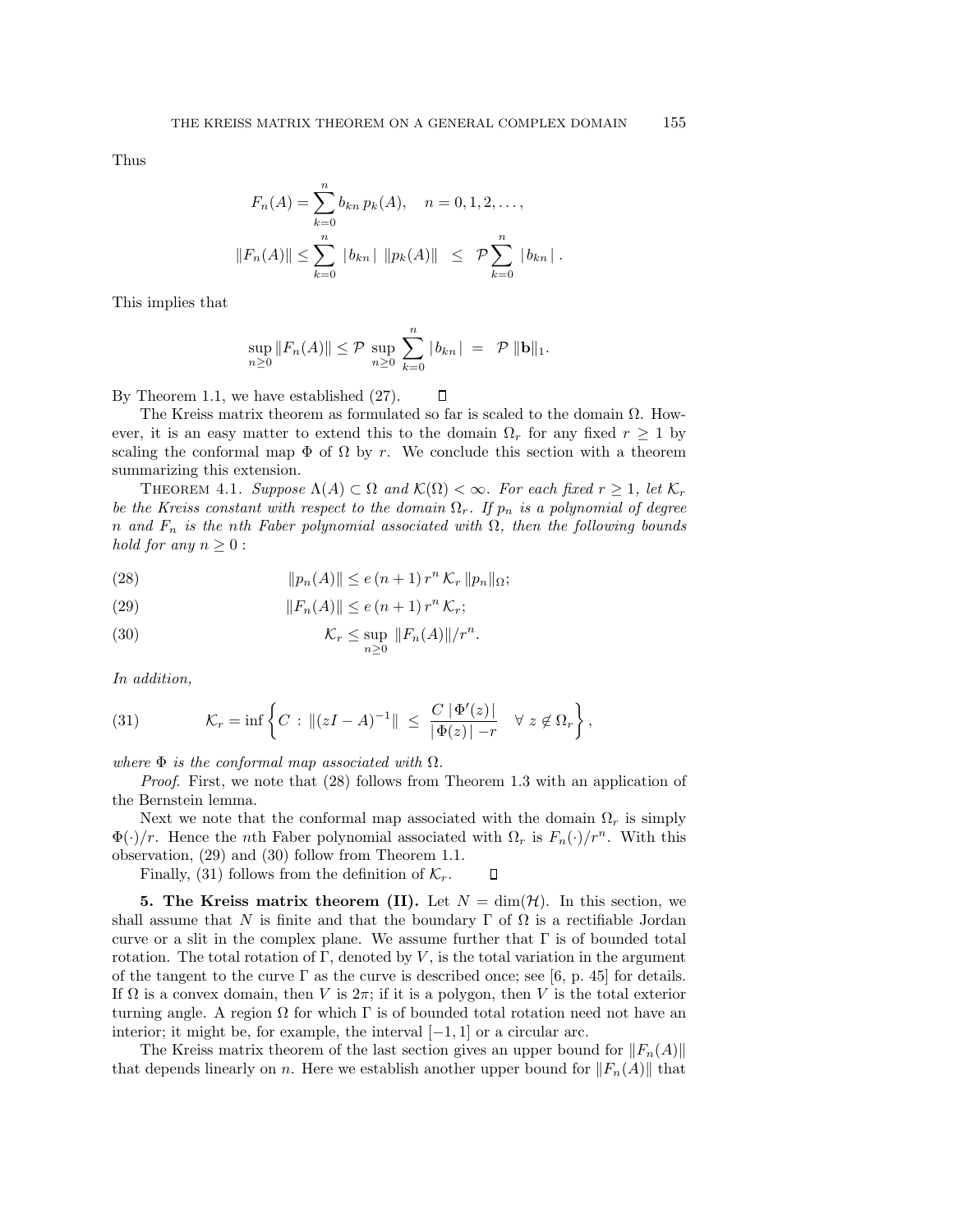Thus

$$F_n(A) = \sum_{k=0}^{n} b_{kn}\, p_k(A), \quad n = 0, 1, 2, \ldots,$$

$$\|F_n(A)\| \le \sum_{k=0}^{n} \, |\, b_{kn} \,| \, \|p_k(A)\| \;\; \le \;\; \mathcal{P} \sum_{k=0}^{n} \, |\, b_{kn} \,| \, .$$

This implies that

$$\sup_{n \ge 0} \|F_n(A)\| \le \mathcal{P} \, \sup_{n \ge 0} \, \sum_{k=0}^{n} |\, b_{kn} \,| \;\; = \;\; \mathcal{P} \; \|\mathbf{b}\|_1.$$

By Theorem 1.1, we have established (27). ◻

The Kreiss matrix theorem as formulated so far is scaled to the domain $\Omega$. However, it is an easy matter to extend this to the domain $\Omega_r$ for any fixed $r \ge 1$ by scaling the conformal map $\Phi$ of $\Omega$ by $r$. We conclude this section with a theorem summarizing this extension.

Theorem 4.1. *Suppose $\Lambda(A) \subset \Omega$ and $\mathcal{K}(\Omega) < \infty$. For each fixed $r \ge 1$, let $\mathcal{K}_r$ be the Kreiss constant with respect to the domain $\Omega_r$. If $p_n$ is a polynomial of degree $n$ and $F_n$ is the $n$th Faber polynomial associated with $\Omega$, then the following bounds hold for any $n \ge 0$ :*

$$\|p_n(A)\| \le e\,(n+1)\, r^n \, \mathcal{K}_r \, \|p_n\|_\Omega; \tag{28}$$

$$\|F_n(A)\| \le e\,(n+1)\, r^n \, \mathcal{K}_r; \tag{29}$$

$$\mathcal{K}_r \le \sup_{n \ge 0} \, \|F_n(A)\|/r^n. \tag{30}$$

*In addition,*

$$\mathcal{K}_r = \inf \left\{ C \, : \, \|(zI - A)^{-1}\| \;\le\; \frac{C \,|\, \Phi'(z) \,|}{|\, \Phi(z) \,|\, - r} \quad \forall \; z \notin \Omega_r \right\}, \tag{31}$$

*where $\Phi$ is the conformal map associated with $\Omega$.*

*Proof*. First, we note that (28) follows from Theorem 1.3 with an application of the Bernstein lemma.

Next we note that the conformal map associated with the domain $\Omega_r$ is simply $\Phi(\cdot)/r$. Hence the $n$th Faber polynomial associated with $\Omega_r$ is $F_n(\cdot)/r^n$. With this observation, (29) and (30) follow from Theorem 1.1.

Finally, (31) follows from the definition of $\mathcal{K}_r$. ◻

**5. The Kreiss matrix theorem (II).** Let $N = \dim(\mathcal{H})$. In this section, we shall assume that $N$ is finite and that the boundary $\Gamma$ of $\Omega$ is a rectifiable Jordan curve or a slit in the complex plane. We assume further that $\Gamma$ is of bounded total rotation. The total rotation of $\Gamma$, denoted by $V$, is the total variation in the argument of the tangent to the curve $\Gamma$ as the curve is described once; see [6, p. 45] for details. If $\Omega$ is a convex domain, then $V$ is $2\pi$; if it is a polygon, then $V$ is the total exterior turning angle. A region $\Omega$ for which $\Gamma$ is of bounded total rotation need not have an interior; it might be, for example, the interval $[-1, 1]$ or a circular arc.

The Kreiss matrix theorem of the last section gives an upper bound for $\|F_n(A)\|$ that depends linearly on $n$. Here we establish another upper bound for $\|F_n(A)\|$ that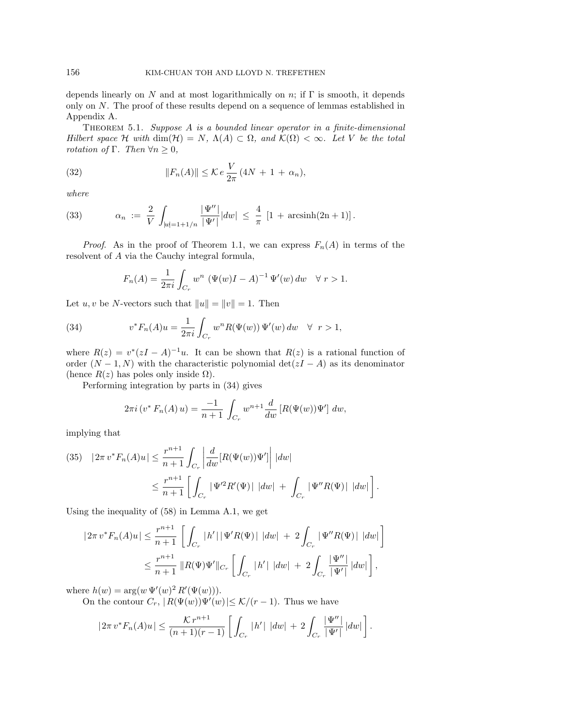depends linearly on $N$ and at most logarithmically on $n$; if $\Gamma$ is smooth, it depends only on $N$. The proof of these results depend on a sequence of lemmas established in Appendix A.

THEOREM 5.1. *Suppose $A$ is a bounded linear operator in a finite-dimensional Hilbert space $\mathcal{H}$ with $\dim(\mathcal{H}) = N$, $\Lambda(A) \subset \Omega$, and $\mathcal{K}(\Omega) < \infty$. Let $V$ be the total rotation of $\Gamma$. Then $\forall n \geq 0$,*

$$\|F_n(A)\| \leq \mathcal{K}\, e\, \frac{V}{2\pi}\,(4N + 1 + \alpha_n), \tag{32}$$

*where*

$$\alpha_n := \frac{2}{V}\int_{|w|=1+1/n} \frac{|\Psi''|}{|\Psi'|}|dw| \leq \frac{4}{\pi}\,[1 + \operatorname{arcsinh}(2n+1)]. \tag{33}$$

*Proof*. As in the proof of Theorem 1.1, we can express $F_n(A)$ in terms of the resolvent of $A$ via the Cauchy integral formula,

$$F_n(A) = \frac{1}{2\pi i}\int_{C_r} w^n\,(\Psi(w)I - A)^{-1}\,\Psi'(w)\,dw \quad \forall\ r > 1.$$

Let $u, v$ be $N$-vectors such that $\|u\| = \|v\| = 1$. Then

$$v^* F_n(A) u = \frac{1}{2\pi i}\int_{C_r} w^n R(\Psi(w))\,\Psi'(w)\,dw \quad \forall\ r > 1, \tag{34}$$

where $R(z) = v^*(zI - A)^{-1}u$. It can be shown that $R(z)$ is a rational function of order $(N-1, N)$ with the characteristic polynomial $\det(zI - A)$ as its denominator (hence $R(z)$ has poles only inside $\Omega$).

Performing integration by parts in (34) gives

$$2\pi i\,(v^*\,F_n(A)\,u) = \frac{-1}{n+1}\int_{C_r} w^{n+1}\frac{d}{dw}\,[R(\Psi(w))\Psi']\,dw,$$

implying that

$$\begin{aligned}
|2\pi\, v^* F_n(A) u| &\leq \frac{r^{n+1}}{n+1}\int_{C_r}\left|\frac{d}{dw}[R(\Psi(w))\Psi']\right|\,|dw| \\
&\leq \frac{r^{n+1}}{n+1}\left[\int_{C_r} |\,\Psi'^2 R'(\Psi)|\ |dw| + \int_{C_r} |\,\Psi'' R(\Psi)|\ |dw|\right].
\end{aligned} \tag{35}$$

Using the inequality of (58) in Lemma A.1, we get

$$\begin{aligned}
|2\pi\, v^* F_n(A) u| &\leq \frac{r^{n+1}}{n+1}\left[\int_{C_r} |\,h'|\,|\,\Psi' R(\Psi)|\ |dw| + 2\int_{C_r} |\,\Psi'' R(\Psi)|\ |dw|\right] \\
&\leq \frac{r^{n+1}}{n+1}\,\|R(\Psi)\Psi'\|_{C_r}\left[\int_{C_r} |\,h'|\ |dw| + 2\int_{C_r}\frac{|\Psi''|}{|\Psi'|}\,|dw|\right],
\end{aligned}$$

where $h(w) = \arg(w\,\Psi'(w)^2\,R'(\Psi(w)))$.

On the contour $C_r$, $|\,R(\Psi(w))\Psi'(w)| \leq \mathcal{K}/(r-1)$. Thus we have

$$|2\pi\, v^* F_n(A) u| \leq \frac{\mathcal{K}\,r^{n+1}}{(n+1)(r-1)}\left[\int_{C_r} |\,h'|\ |dw| + 2\int_{C_r}\frac{|\Psi''|}{|\Psi'|}\,|dw|\right].$$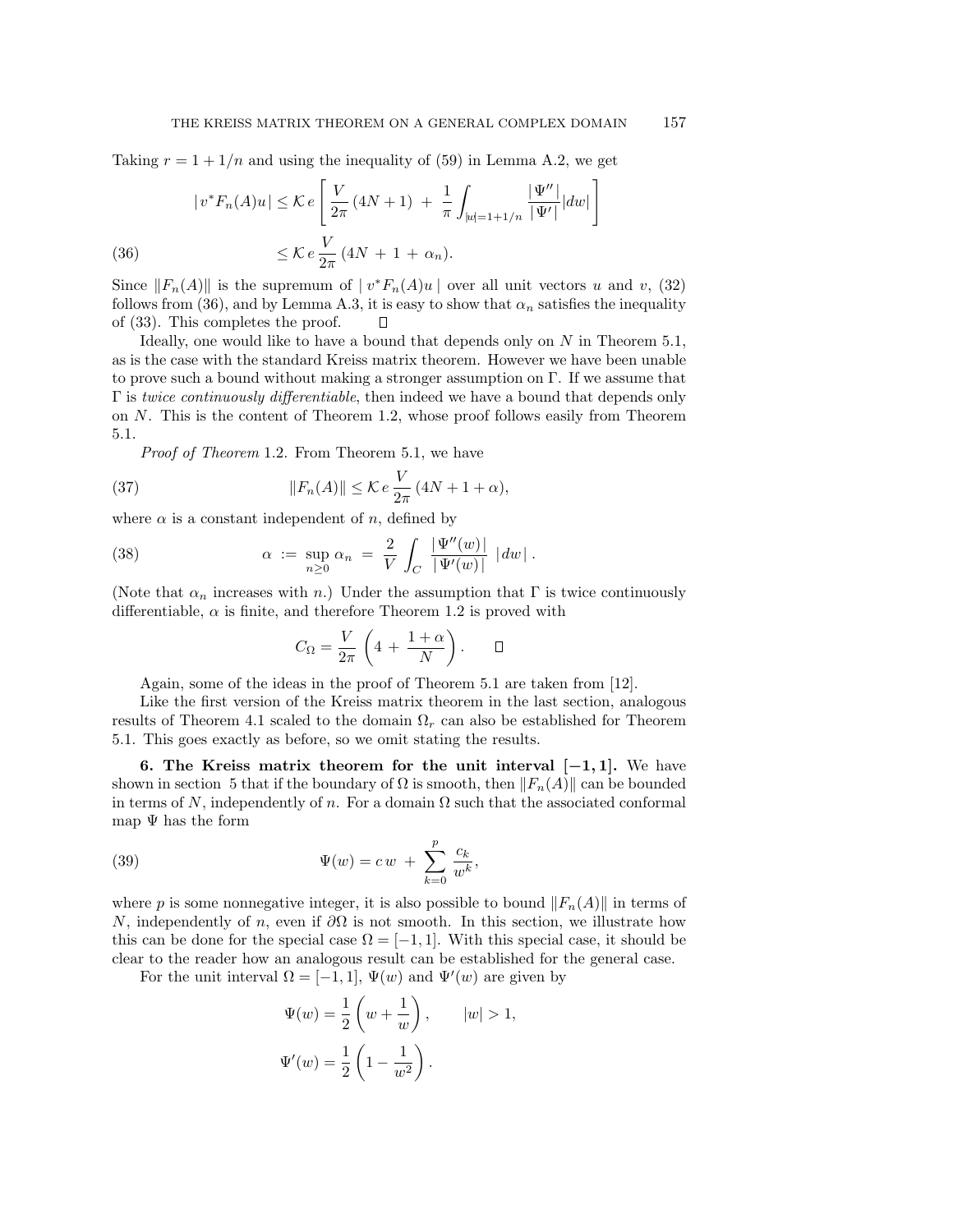Taking $r = 1 + 1/n$ and using the inequality of (59) in Lemma A.2, we get

$$
\begin{aligned}
|\, v^* F_n(A) u \,| &\le \mathcal{K}\, e \left[ \frac{V}{2\pi}\,(4N+1) \;+\; \frac{1}{\pi} \int_{|w|=1+1/n} \frac{|\,\Psi''\,|}{|\,\Psi'\,|} |dw| \right] \\
&\le \mathcal{K}\, e\, \frac{V}{2\pi}\,(4N \,+\, 1 \,+\, \alpha_n). \qquad (36)
\end{aligned}
$$

Since $\|F_n(A)\|$ is the supremum of $|\, v^* F_n(A) u \,|$ over all unit vectors $u$ and $v$, (32) follows from (36), and by Lemma A.3, it is easy to show that $\alpha_n$ satisfies the inequality of (33). This completes the proof. $\square$

Ideally, one would like to have a bound that depends only on $N$ in Theorem 5.1, as is the case with the standard Kreiss matrix theorem. However we have been unable to prove such a bound without making a stronger assumption on $\Gamma$. If we assume that $\Gamma$ is *twice continuously differentiable*, then indeed we have a bound that depends only on $N$. This is the content of Theorem 1.2, whose proof follows easily from Theorem 5.1.

*Proof of Theorem* 1.2. From Theorem 5.1, we have

$$
\|F_n(A)\| \le \mathcal{K}\, e\, \frac{V}{2\pi}\,(4N + 1 + \alpha), \qquad (37)
$$

where $\alpha$ is a constant independent of $n$, defined by

$$
\alpha \;:=\; \sup_{n \ge 0} \alpha_n \;=\; \frac{2}{V} \int_C \frac{|\,\Psi''(w)\,|}{|\,\Psi'(w)\,|}\; |\,dw\,|\,. \qquad (38)
$$

(Note that $\alpha_n$ increases with $n$.) Under the assumption that $\Gamma$ is twice continuously differentiable, $\alpha$ is finite, and therefore Theorem 1.2 is proved with

$$
C_\Omega = \frac{V}{2\pi} \left( 4 \,+\, \frac{1+\alpha}{N} \right). \qquad \square
$$

Again, some of the ideas in the proof of Theorem 5.1 are taken from [12].

Like the first version of the Kreiss matrix theorem in the last section, analogous results of Theorem 4.1 scaled to the domain $\Omega_r$ can also be established for Theorem 5.1. This goes exactly as before, so we omit stating the results.

**6. The Kreiss matrix theorem for the unit interval $[-1, 1]$.** We have shown in section 5 that if the boundary of $\Omega$ is smooth, then $\|F_n(A)\|$ can be bounded in terms of $N$, independently of $n$. For a domain $\Omega$ such that the associated conformal map $\Psi$ has the form

$$
\Psi(w) = c\, w \;+\; \sum_{k=0}^{p} \frac{c_k}{w^k}, \qquad (39)
$$

where $p$ is some nonnegative integer, it is also possible to bound $\|F_n(A)\|$ in terms of $N$, independently of $n$, even if $\partial\Omega$ is not smooth. In this section, we illustrate how this can be done for the special case $\Omega = [-1, 1]$. With this special case, it should be clear to the reader how an analogous result can be established for the general case.

For the unit interval $\Omega = [-1, 1]$, $\Psi(w)$ and $\Psi'(w)$ are given by

$$
\Psi(w) = \frac{1}{2}\left( w + \frac{1}{w} \right), \qquad |w| > 1,
$$

$$
\Psi'(w) = \frac{1}{2}\left( 1 - \frac{1}{w^2} \right).
$$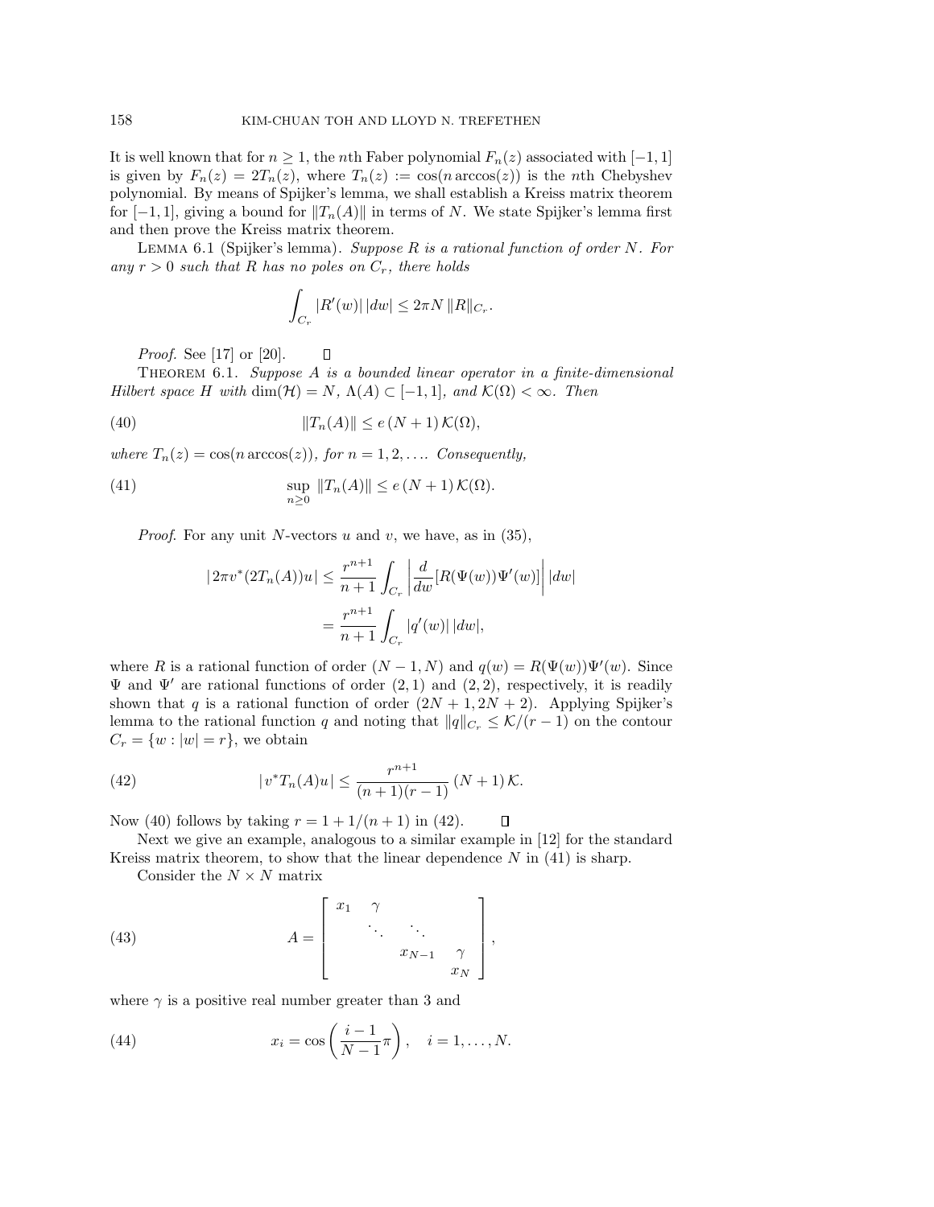It is well known that for $n \geq 1$, the $n$th Faber polynomial $F_n(z)$ associated with $[-1, 1]$ is given by $F_n(z) = 2T_n(z)$, where $T_n(z) := \cos(n \arccos(z))$ is the $n$th Chebyshev polynomial. By means of Spijker's lemma, we shall establish a Kreiss matrix theorem for $[-1, 1]$, giving a bound for $\|T_n(A)\|$ in terms of $N$. We state Spijker's lemma first and then prove the Kreiss matrix theorem.

LEMMA 6.1 (Spijker's lemma). *Suppose $R$ is a rational function of order $N$. For any $r > 0$ such that $R$ has no poles on $C_r$, there holds*

$$\int_{C_r} |R'(w)|\,|dw| \leq 2\pi N\, \|R\|_{C_r}.$$

*Proof.* See [17] or [20]. $\square$

THEOREM 6.1. *Suppose $A$ is a bounded linear operator in a finite-dimensional Hilbert space $H$ with $\dim(\mathcal{H}) = N$, $\Lambda(A) \subset [-1, 1]$, and $\mathcal{K}(\Omega) < \infty$. Then*

$$\|T_n(A)\| \leq e\,(N+1)\,\mathcal{K}(\Omega), \tag{40}$$

*where $T_n(z) = \cos(n \arccos(z))$, for $n = 1, 2, \ldots$. Consequently,*

$$\sup_{n \geq 0} \|T_n(A)\| \leq e\,(N+1)\,\mathcal{K}(\Omega). \tag{41}$$

*Proof.* For any unit $N$-vectors $u$ and $v$, we have, as in (35),

$$\begin{aligned} |\,2\pi v^*(2T_n(A))u\,| &\leq \frac{r^{n+1}}{n+1} \int_{C_r} \left| \frac{d}{dw}[R(\Psi(w))\Psi'(w)] \right| |dw| \\ &= \frac{r^{n+1}}{n+1} \int_{C_r} |q'(w)|\,|dw|, \end{aligned}$$

where $R$ is a rational function of order $(N-1, N)$ and $q(w) = R(\Psi(w))\Psi'(w)$. Since $\Psi$ and $\Psi'$ are rational functions of order $(2, 1)$ and $(2, 2)$, respectively, it is readily shown that $q$ is a rational function of order $(2N+1, 2N+2)$. Applying Spijker's lemma to the rational function $q$ and noting that $\|q\|_{C_r} \leq \mathcal{K}/(r-1)$ on the contour $C_r = \{w : |w| = r\}$, we obtain

$$|\,v^* T_n(A) u\,| \leq \frac{r^{n+1}}{(n+1)(r-1)}\,(N+1)\,\mathcal{K}. \tag{42}$$

Now (40) follows by taking $r = 1 + 1/(n+1)$ in (42). $\square$

Next we give an example, analogous to a similar example in [12] for the standard Kreiss matrix theorem, to show that the linear dependence $N$ in (41) is sharp.

Consider the $N \times N$ matrix

$$A = \begin{bmatrix} x_1 & \gamma & & & \\ & \ddots & \ddots & & \\ & & & x_{N-1} & \gamma \\ & & & & x_N \end{bmatrix}, \tag{43}$$

where $\gamma$ is a positive real number greater than 3 and

$$x_i = \cos\left(\frac{i-1}{N-1}\pi\right), \quad i = 1, \ldots, N. \tag{44}$$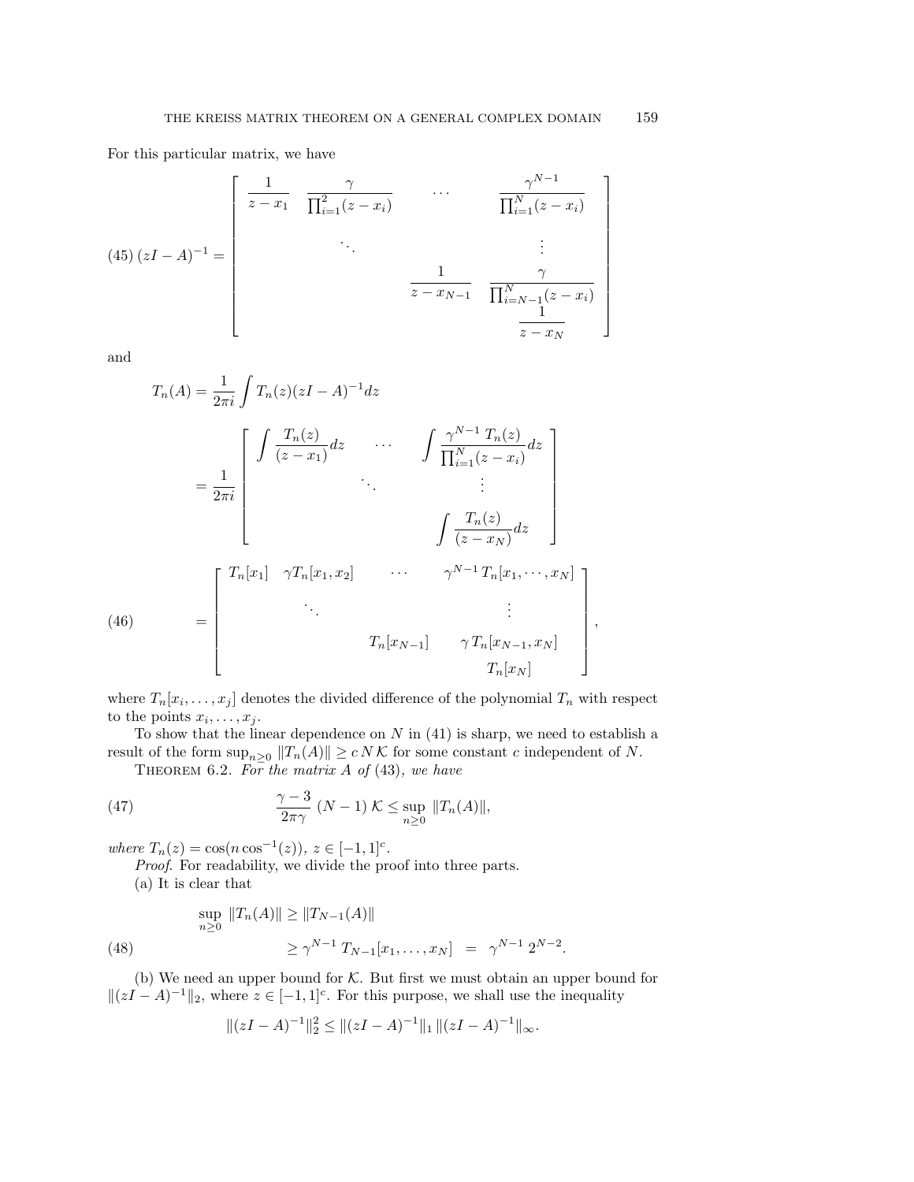For this particular matrix, we have

$$
(45)\ (zI-A)^{-1} = \begin{bmatrix} \dfrac{1}{z-x_1} & \dfrac{\gamma}{\prod_{i=1}^{2}(z-x_i)} & \cdots & \dfrac{\gamma^{N-1}}{\prod_{i=1}^{N}(z-x_i)} \\ & \ddots & & \vdots \\ & & \dfrac{1}{z-x_{N-1}} & \dfrac{\gamma}{\prod_{i=N-1}^{N}(z-x_i)} \\ & & & \dfrac{1}{z-x_N} \end{bmatrix}
$$

and

$$
T_n(A) = \frac{1}{2\pi i}\int T_n(z)(zI-A)^{-1}dz
$$

$$
= \frac{1}{2\pi i}\begin{bmatrix} \displaystyle\int \frac{T_n(z)}{(z-x_1)}dz & \cdots & \displaystyle\int \frac{\gamma^{N-1}\,T_n(z)}{\prod_{i=1}^{N}(z-x_i)}dz \\ & \ddots & \vdots \\ & & \displaystyle\int \frac{T_n(z)}{(z-x_N)}dz \end{bmatrix}
$$

$$
(46)\qquad = \begin{bmatrix} T_n[x_1] & \gamma T_n[x_1,x_2] & \cdots & \gamma^{N-1}\,T_n[x_1,\cdots,x_N] \\ & \ddots & & \vdots \\ & & T_n[x_{N-1}] & \gamma\, T_n[x_{N-1},x_N] \\ & & & T_n[x_N] \end{bmatrix},
$$

where $T_n[x_i,\ldots,x_j]$ denotes the divided difference of the polynomial $T_n$ with respect to the points $x_i,\ldots,x_j$.

To show that the linear dependence on $N$ in (41) is sharp, we need to establish a result of the form $\sup_{n\geq 0}\|T_n(A)\| \geq c\,N\,\mathcal{K}$ for some constant $c$ independent of $N$.

THEOREM 6.2. *For the matrix $A$ of* (43), *we have*

$$
(47)\qquad \frac{\gamma-3}{2\pi\gamma}\,(N-1)\,\mathcal{K} \leq \sup_{n\geq 0}\|T_n(A)\|,
$$

*where $T_n(z) = \cos(n\cos^{-1}(z))$, $z\in[-1,1]^c$.*

*Proof.* For readability, we divide the proof into three parts.

(a) It is clear that

$$
\begin{aligned}
&\sup_{n\geq 0}\|T_n(A)\| \geq \|T_{N-1}(A)\| \\
(48)\qquad &\qquad\qquad \geq \gamma^{N-1}\,T_{N-1}[x_1,\ldots,x_N] \;=\; \gamma^{N-1}\,2^{N-2}.
\end{aligned}
$$

(b) We need an upper bound for $\mathcal{K}$. But first we must obtain an upper bound for $\|(zI-A)^{-1}\|_2$, where $z\in[-1,1]^c$. For this purpose, we shall use the inequality

$$
\|(zI-A)^{-1}\|_2^2 \leq \|(zI-A)^{-1}\|_1\,\|(zI-A)^{-1}\|_\infty.
$$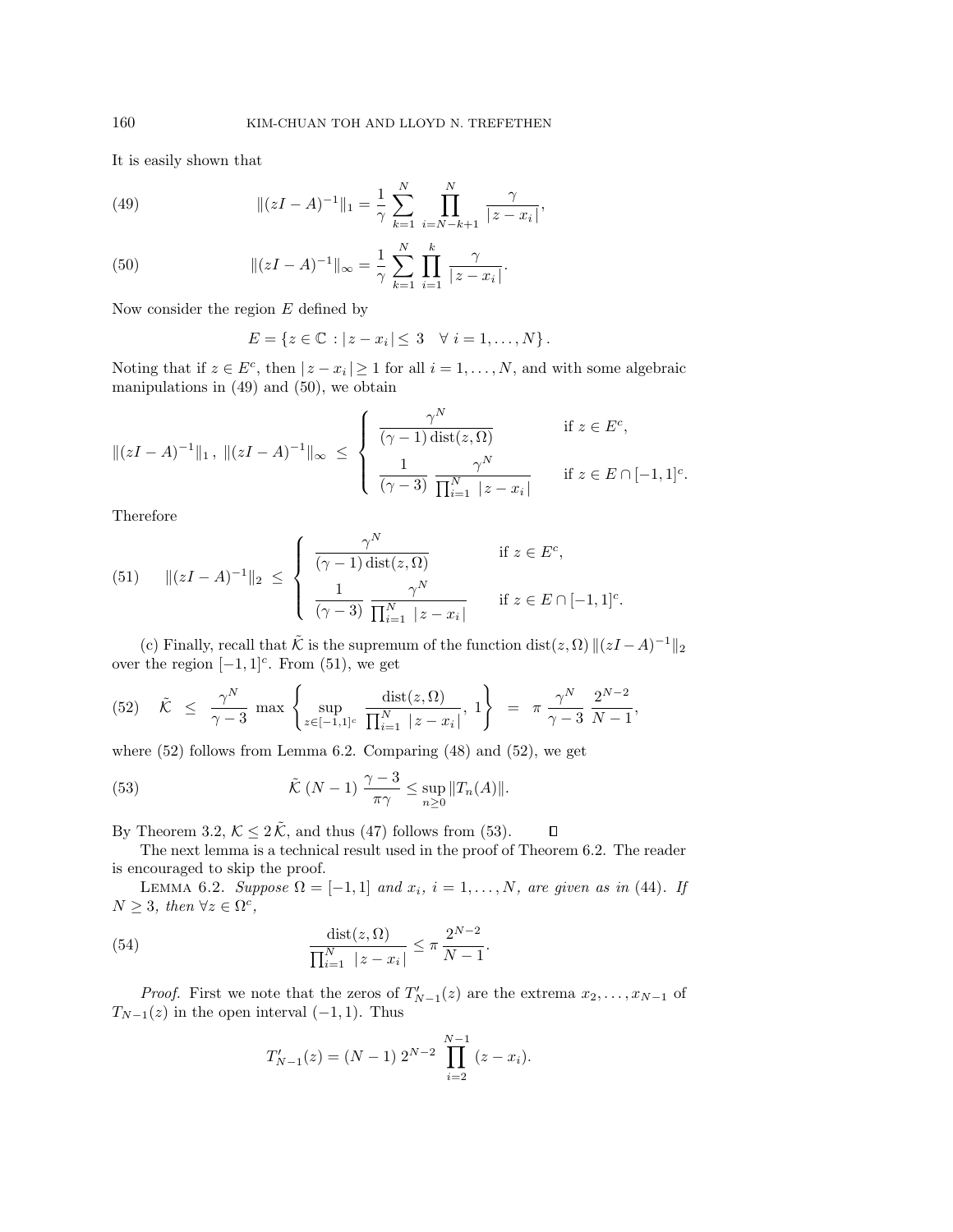It is easily shown that

$$\|(zI - A)^{-1}\|_1 = \frac{1}{\gamma} \sum_{k=1}^{N} \prod_{i=N-k+1}^{N} \frac{\gamma}{|\,z - x_i\,|}, \tag{49}$$

$$\|(zI - A)^{-1}\|_\infty = \frac{1}{\gamma} \sum_{k=1}^{N} \prod_{i=1}^{k} \frac{\gamma}{|\,z - x_i\,|}. \tag{50}$$

Now consider the region $E$ defined by

$$E = \{z \in \mathbb{C} : |\,z - x_i\,| \leq 3 \quad \forall\ i = 1, \ldots, N\}.$$

Noting that if $z \in E^c$, then $|\,z - x_i\,| \geq 1$ for all $i = 1, \ldots, N$, and with some algebraic manipulations in (49) and (50), we obtain

$$\|(zI - A)^{-1}\|_1,\ \|(zI - A)^{-1}\|_\infty \ \leq \ \begin{cases} \dfrac{\gamma^N}{(\gamma - 1)\,\mathrm{dist}(z, \Omega)} & \text{if } z \in E^c, \\[2ex] \dfrac{1}{(\gamma - 3)}\ \dfrac{\gamma^N}{\prod_{i=1}^N\ |\,z - x_i\,|} & \text{if } z \in E \cap [-1, 1]^c. \end{cases}$$

Therefore

$$\|(zI - A)^{-1}\|_2 \ \leq \ \begin{cases} \dfrac{\gamma^N}{(\gamma - 1)\,\mathrm{dist}(z, \Omega)} & \text{if } z \in E^c, \\[2ex] \dfrac{1}{(\gamma - 3)}\ \dfrac{\gamma^N}{\prod_{i=1}^N\ |\,z - x_i\,|} & \text{if } z \in E \cap [-1, 1]^c. \end{cases} \tag{51}$$

(c) Finally, recall that $\tilde{\mathcal{K}}$ is the supremum of the function $\mathrm{dist}(z, \Omega)\,\|(zI - A)^{-1}\|_2$ over the region $[-1, 1]^c$. From (51), we get

$$\tilde{\mathcal{K}} \ \leq \ \frac{\gamma^N}{\gamma - 3}\ \max \left\{ \sup_{z \in [-1,1]^c} \frac{\mathrm{dist}(z, \Omega)}{\prod_{i=1}^N\ |\,z - x_i\,|},\ 1 \right\} \ = \ \pi\ \frac{\gamma^N}{\gamma - 3}\ \frac{2^{N-2}}{N - 1}, \tag{52}$$

where (52) follows from Lemma 6.2. Comparing (48) and (52), we get

$$\tilde{\mathcal{K}}\,(N - 1)\ \frac{\gamma - 3}{\pi\gamma} \leq \sup_{n \geq 0} \|T_n(A)\|. \tag{53}$$

By Theorem 3.2, $\mathcal{K} \leq 2\,\tilde{\mathcal{K}}$, and thus (47) follows from (53). $\square$

The next lemma is a technical result used in the proof of Theorem 6.2. The reader is encouraged to skip the proof.

LEMMA 6.2. *Suppose $\Omega = [-1, 1]$ and $x_i$, $i = 1, \ldots, N$, are given as in (44). If $N \geq 3$, then $\forall z \in \Omega^c$,*

$$\frac{\mathrm{dist}(z, \Omega)}{\prod_{i=1}^N\ |\,z - x_i\,|} \leq \pi\ \frac{2^{N-2}}{N - 1}. \tag{54}$$

*Proof.* First we note that the zeros of $T'_{N-1}(z)$ are the extrema $x_2, \ldots, x_{N-1}$ of $T_{N-1}(z)$ in the open interval $(-1, 1)$. Thus

$$T'_{N-1}(z) = (N - 1)\ 2^{N-2}\ \prod_{i=2}^{N-1} (z - x_i).$$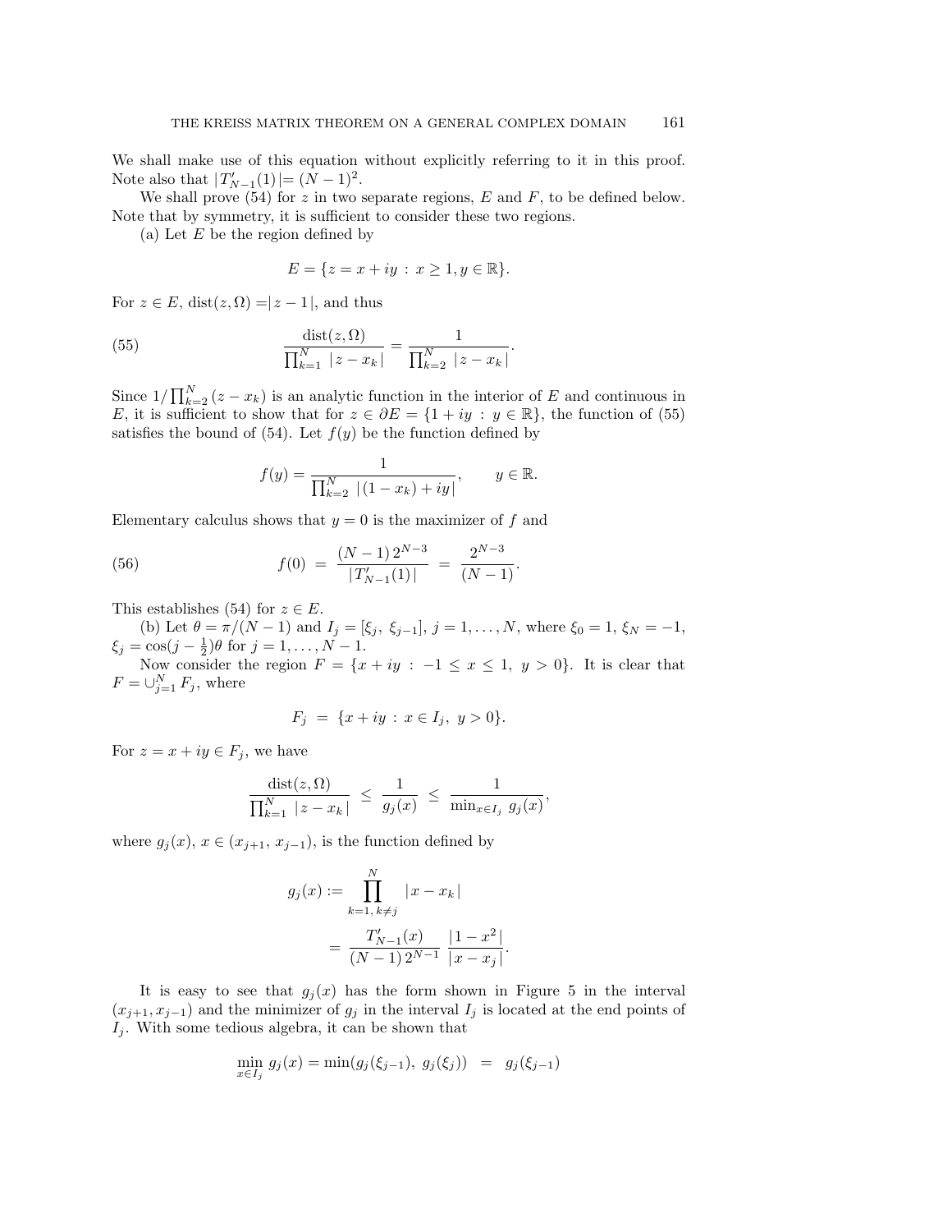We shall make use of this equation without explicitly referring to it in this proof. Note also that $|T'_{N-1}(1)| = (N-1)^2$.

We shall prove (54) for $z$ in two separate regions, $E$ and $F$, to be defined below. Note that by symmetry, it is sufficient to consider these two regions.

(a) Let $E$ be the region defined by

$$E = \{z = x + iy \,:\, x \geq 1, y \in \mathbb{R}\}.$$

For $z \in E$, $\text{dist}(z, \Omega) = |z - 1|$, and thus

$$\frac{\text{dist}(z,\Omega)}{\prod_{k=1}^{N} |z - x_k|} = \frac{1}{\prod_{k=2}^{N} |z - x_k|}. \tag{55}$$

Since $1/\prod_{k=2}^{N}(z - x_k)$ is an analytic function in the interior of $E$ and continuous in $E$, it is sufficient to show that for $z \in \partial E = \{1 + iy \,:\, y \in \mathbb{R}\}$, the function of (55) satisfies the bound of (54). Let $f(y)$ be the function defined by

$$f(y) = \frac{1}{\prod_{k=2}^{N} |(1 - x_k) + iy|}, \qquad y \in \mathbb{R}.$$

Elementary calculus shows that $y = 0$ is the maximizer of $f$ and

$$f(0) \;=\; \frac{(N-1)\,2^{N-3}}{|T'_{N-1}(1)|} \;=\; \frac{2^{N-3}}{(N-1)}. \tag{56}$$

This establishes (54) for $z \in E$.

(b) Let $\theta = \pi/(N-1)$ and $I_j = [\xi_j,\ \xi_{j-1}]$, $j = 1, \ldots, N$, where $\xi_0 = 1$, $\xi_N = -1$, $\xi_j = \cos(j - \frac{1}{2})\theta$ for $j = 1, \ldots, N-1$.

Now consider the region $F = \{x + iy \,:\, -1 \leq x \leq 1,\ y > 0\}$. It is clear that $F = \cup_{j=1}^{N} F_j$, where

$$F_j \;=\; \{x + iy \,:\, x \in I_j,\ y > 0\}.$$

For $z = x + iy \in F_j$, we have

$$\frac{\text{dist}(z,\Omega)}{\prod_{k=1}^{N} |z - x_k|} \;\leq\; \frac{1}{g_j(x)} \;\leq\; \frac{1}{\min_{x \in I_j} g_j(x)},$$

where $g_j(x)$, $x \in (x_{j+1},\ x_{j-1})$, is the function defined by

$$\begin{aligned} g_j(x) &:= \prod_{k=1,\, k \neq j}^{N} |x - x_k| \\ &= \frac{T'_{N-1}(x)}{(N-1)\,2^{N-1}}\ \frac{|1 - x^2|}{|x - x_j|}. \end{aligned}$$

It is easy to see that $g_j(x)$ has the form shown in Figure 5 in the interval $(x_{j+1}, x_{j-1})$ and the minimizer of $g_j$ in the interval $I_j$ is located at the end points of $I_j$. With some tedious algebra, it can be shown that

$$\min_{x \in I_j} g_j(x) = \min(g_j(\xi_{j-1}),\ g_j(\xi_j)) \;\;=\;\; g_j(\xi_{j-1})$$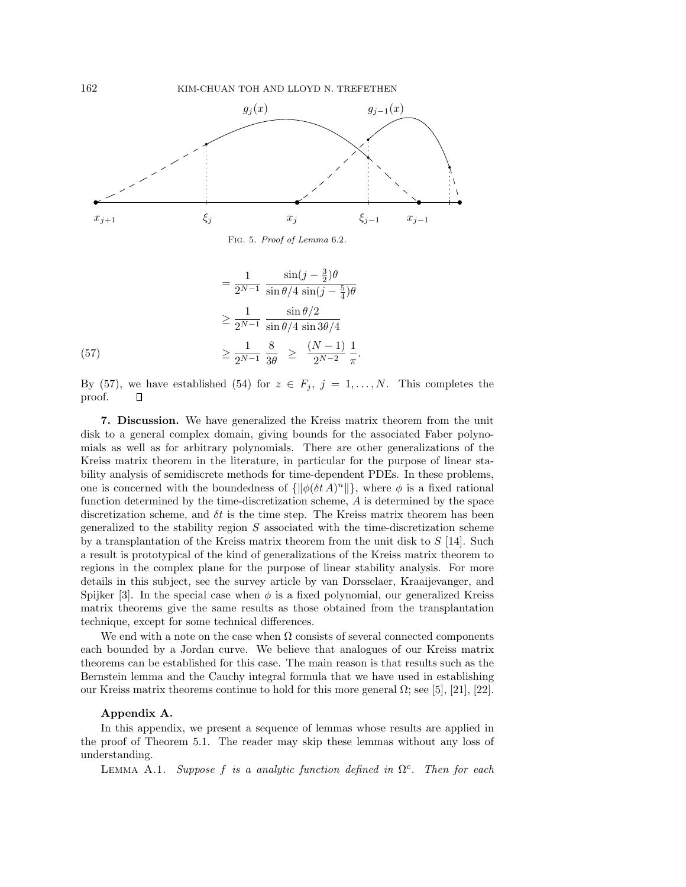FIG. 5. *Proof of Lemma* 6.2.

$$
\begin{aligned}
&= \frac{1}{2^{N-1}} \; \frac{\sin(j-\frac{3}{2})\theta}{\sin\theta/4 \, \sin(j-\frac{5}{4})\theta} \\
&\geq \frac{1}{2^{N-1}} \; \frac{\sin\theta/2}{\sin\theta/4 \, \sin 3\theta/4} \\
&\geq \frac{1}{2^{N-1}} \; \frac{8}{3\theta} \;\; \geq \;\; \frac{(N-1)}{2^{N-2}} \, \frac{1}{\pi}. \qquad (57)
\end{aligned}
$$

By (57), we have established (54) for $z \in F_j$, $j = 1, \ldots, N$. This completes the proof. $\square$

**7. Discussion.** We have generalized the Kreiss matrix theorem from the unit disk to a general complex domain, giving bounds for the associated Faber polynomials as well as for arbitrary polynomials. There are other generalizations of the Kreiss matrix theorem in the literature, in particular for the purpose of linear stability analysis of semidiscrete methods for time-dependent PDEs. In these problems, one is concerned with the boundedness of $\{\|\phi(\delta t\, A)^n\|\}$, where $\phi$ is a fixed rational function determined by the time-discretization scheme, $A$ is determined by the space discretization scheme, and $\delta t$ is the time step. The Kreiss matrix theorem has been generalized to the stability region $S$ associated with the time-discretization scheme by a transplantation of the Kreiss matrix theorem from the unit disk to $S$ [14]. Such a result is prototypical of the kind of generalizations of the Kreiss matrix theorem to regions in the complex plane for the purpose of linear stability analysis. For more details in this subject, see the survey article by van Dorsselaer, Kraaijevanger, and Spijker [3]. In the special case when $\phi$ is a fixed polynomial, our generalized Kreiss matrix theorems give the same results as those obtained from the transplantation technique, except for some technical differences.

We end with a note on the case when $\Omega$ consists of several connected components each bounded by a Jordan curve. We believe that analogues of our Kreiss matrix theorems can be established for this case. The main reason is that results such as the Bernstein lemma and the Cauchy integral formula that we have used in establishing our Kreiss matrix theorems continue to hold for this more general $\Omega$; see [5], [21], [22].

**Appendix A.**

In this appendix, we present a sequence of lemmas whose results are applied in the proof of Theorem 5.1. The reader may skip these lemmas without any loss of understanding.

LEMMA A.1. *Suppose $f$ is a analytic function defined in $\Omega^c$. Then for each*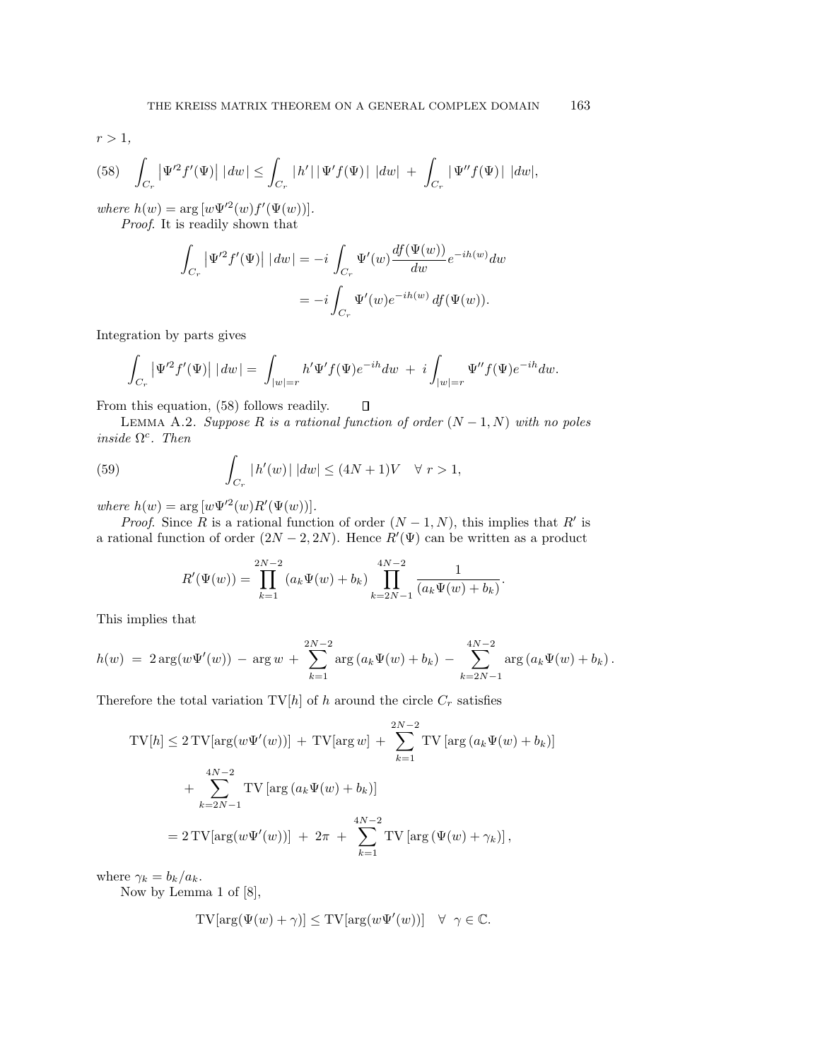$r > 1$,

$$\int_{C_r} \left|\Psi'^2 f'(\Psi)\right| |dw| \le \int_{C_r} |h'| \, |\Psi' f(\Psi)| \; |dw| \; + \; \int_{C_r} |\Psi'' f(\Psi)| \; |dw|, \tag{58}$$

*where* $h(w) = \arg[w\Psi'^2(w) f'(\Psi(w))]$.

*Proof.* It is readily shown that

$$\begin{aligned}\int_{C_r} \left|\Psi'^2 f'(\Psi)\right| |dw| &= -i \int_{C_r} \Psi'(w) \frac{df(\Psi(w))}{dw} e^{-ih(w)} dw \\ &= -i \int_{C_r} \Psi'(w) e^{-ih(w)} \, df(\Psi(w)).\end{aligned}$$

Integration by parts gives

$$\int_{C_r} \left|\Psi'^2 f'(\Psi)\right| |dw| = \int_{|w|=r} h' \Psi' f(\Psi) e^{-ih} dw \; + \; i \int_{|w|=r} \Psi'' f(\Psi) e^{-ih} dw.$$

From this equation, (58) follows readily. $\square$

Lemma A.2. *Suppose $R$ is a rational function of order $(N-1, N)$ with no poles inside $\Omega^c$. Then*

$$\int_{C_r} |h'(w)| \, |dw| \le (4N+1)V \quad \forall \; r > 1, \tag{59}$$

*where* $h(w) = \arg[w\Psi'^2(w) R'(\Psi(w))]$.

*Proof.* Since $R$ is a rational function of order $(N-1, N)$, this implies that $R'$ is a rational function of order $(2N-2, 2N)$. Hence $R'(\Psi)$ can be written as a product

$$R'(\Psi(w)) = \prod_{k=1}^{2N-2} (a_k \Psi(w) + b_k) \prod_{k=2N-1}^{4N-2} \frac{1}{(a_k \Psi(w) + b_k)}.$$

This implies that

$$h(w) \; = \; 2\arg(w\Psi'(w)) \; - \; \arg w \; + \; \sum_{k=1}^{2N-2} \arg\left(a_k \Psi(w) + b_k\right) \; - \; \sum_{k=2N-1}^{4N-2} \arg\left(a_k \Psi(w) + b_k\right).$$

Therefore the total variation $\mathrm{TV}[h]$ of $h$ around the circle $C_r$ satisfies

$$\begin{aligned}\mathrm{TV}[h] &\le 2\,\mathrm{TV}[\arg(w\Psi'(w))] \; + \; \mathrm{TV}[\arg w] \; + \; \sum_{k=1}^{2N-2} \mathrm{TV}\left[\arg\left(a_k \Psi(w) + b_k\right)\right] \\ &\quad + \sum_{k=2N-1}^{4N-2} \mathrm{TV}\left[\arg\left(a_k \Psi(w) + b_k\right)\right] \\ &= 2\,\mathrm{TV}[\arg(w\Psi'(w))] \; + \; 2\pi \; + \; \sum_{k=1}^{4N-2} \mathrm{TV}\left[\arg\left(\Psi(w) + \gamma_k\right)\right],\end{aligned}$$

where $\gamma_k = b_k / a_k$.

Now by Lemma 1 of [8],

$$\mathrm{TV}[\arg(\Psi(w) + \gamma)] \le \mathrm{TV}[\arg(w\Psi'(w))] \quad \forall \;\; \gamma \in \mathbb{C}.$$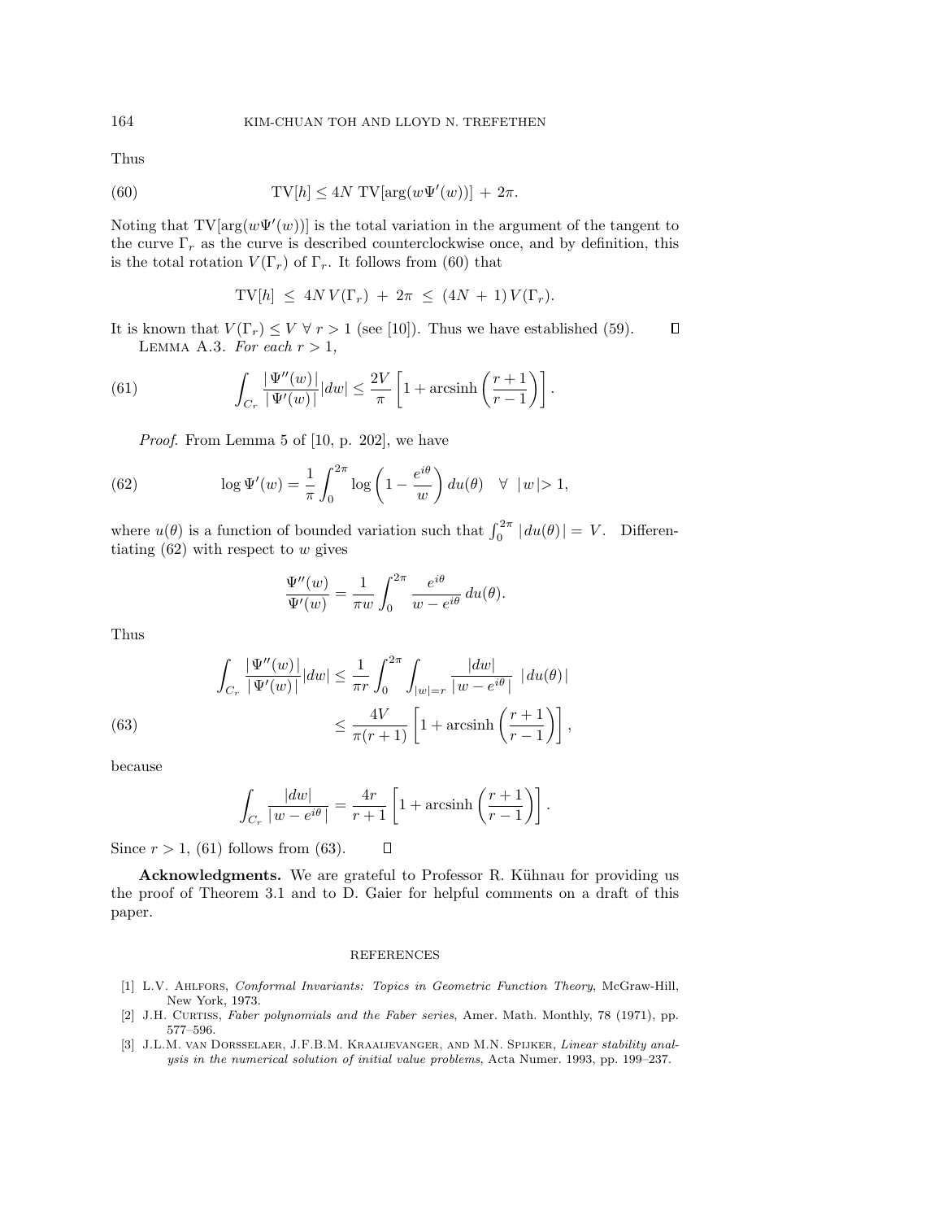Thus

$$\text{TV}[h] \leq 4N\ \text{TV}[\arg(w\Psi'(w))] + 2\pi. \tag{60}$$

Noting that $\text{TV}[\arg(w\Psi'(w))]$ is the total variation in the argument of the tangent to the curve $\Gamma_r$ as the curve is described counterclockwise once, and by definition, this is the total rotation $V(\Gamma_r)$ of $\Gamma_r$. It follows from (60) that

$$\text{TV}[h] \ \leq\ 4N\, V(\Gamma_r) \ +\ 2\pi \ \leq\ (4N\,+\,1)\, V(\Gamma_r).$$

It is known that $V(\Gamma_r) \leq V \ \forall\ r > 1$ (see [10]). Thus we have established (59). ∎

LEMMA A.3. *For each $r > 1$,*

$$\int_{C_r} \frac{|\,\Psi''(w)\,|}{|\,\Psi'(w)\,|}|dw| \leq \frac{2V}{\pi}\left[1 + \text{arcsinh}\left(\frac{r+1}{r-1}\right)\right]. \tag{61}$$

*Proof.* From Lemma 5 of [10, p. 202], we have

$$\log \Psi'(w) = \frac{1}{\pi}\int_0^{2\pi} \log\left(1 - \frac{e^{i\theta}}{w}\right) du(\theta) \quad \forall \ \ |\,w\,|> 1, \tag{62}$$

where $u(\theta)$ is a function of bounded variation such that $\int_0^{2\pi} |\,du(\theta)\,| = V$. Differentiating (62) with respect to $w$ gives

$$\frac{\Psi''(w)}{\Psi'(w)} = \frac{1}{\pi w}\int_0^{2\pi} \frac{e^{i\theta}}{w - e^{i\theta}}\, du(\theta).$$

Thus

$$\begin{aligned}
\int_{C_r} \frac{|\,\Psi''(w)\,|}{|\,\Psi'(w)\,|}|dw| &\leq \frac{1}{\pi r}\int_0^{2\pi} \int_{|w|=r} \frac{|dw|}{|\,w - e^{i\theta}\,|}\ \ |\,du(\theta)\,| \\
&\leq \frac{4V}{\pi(r+1)}\left[1 + \text{arcsinh}\left(\frac{r+1}{r-1}\right)\right],
\end{aligned} \tag{63}$$

because

$$\int_{C_r} \frac{|dw|}{|\,w - e^{i\theta}\,|} = \frac{4r}{r+1}\left[1 + \text{arcsinh}\left(\frac{r+1}{r-1}\right)\right].$$

Since $r > 1$, (61) follows from (63). ∎

**Acknowledgments.** We are grateful to Professor R. Kühnau for providing us the proof of Theorem 3.1 and to D. Gaier for helpful comments on a draft of this paper.

## REFERENCES

[1] L.V. Ahlfors, *Conformal Invariants: Topics in Geometric Function Theory*, McGraw-Hill, New York, 1973.

[2] J.H. Curtiss, *Faber polynomials and the Faber series*, Amer. Math. Monthly, 78 (1971), pp. 577–596.

[3] J.L.M. van Dorsselaer, J.F.B.M. Kraaijevanger, and M.N. Spijker, *Linear stability analysis in the numerical solution of initial value problems*, Acta Numer. 1993, pp. 199–237.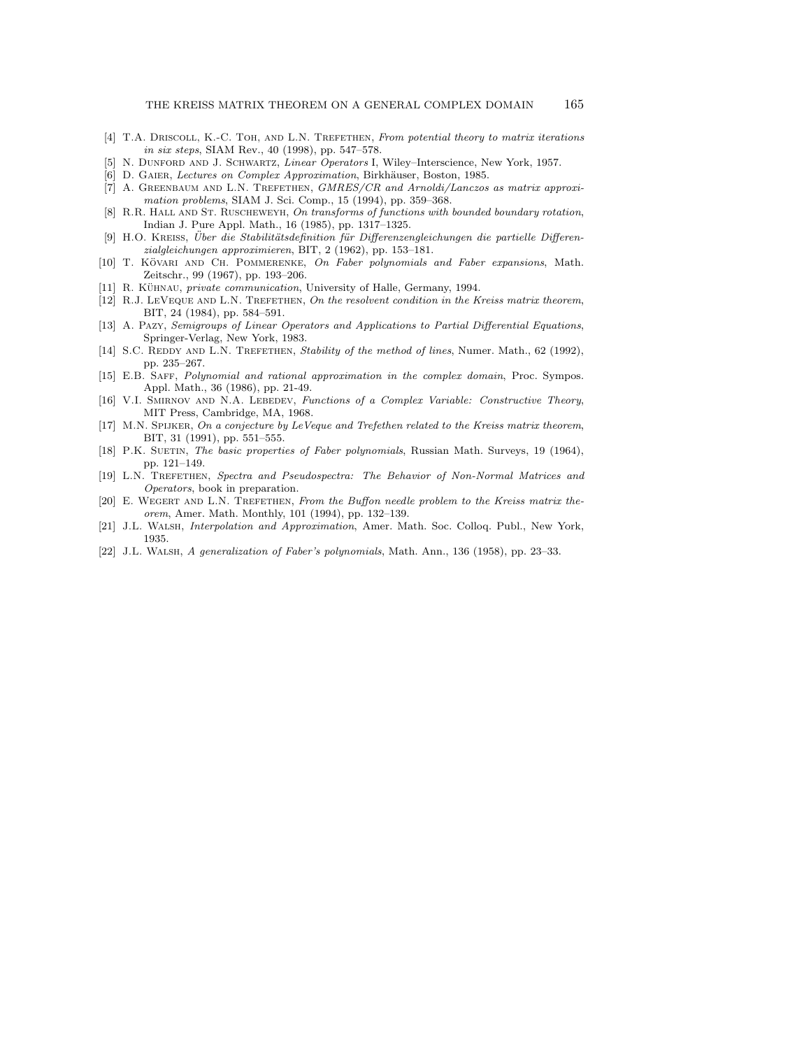[4] T.A. Driscoll, K.-C. Toh, and L.N. Trefethen, *From potential theory to matrix iterations in six steps*, SIAM Rev., 40 (1998), pp. 547–578.

[5] N. Dunford and J. Schwartz, *Linear Operators* I, Wiley–Interscience, New York, 1957.

[6] D. Gaier, *Lectures on Complex Approximation*, Birkhäuser, Boston, 1985.

[7] A. Greenbaum and L.N. Trefethen, *GMRES/CR and Arnoldi/Lanczos as matrix approximation problems*, SIAM J. Sci. Comp., 15 (1994), pp. 359–368.

[8] R.R. Hall and St. Ruscheweyh, *On transforms of functions with bounded boundary rotation*, Indian J. Pure Appl. Math., 16 (1985), pp. 1317–1325.

[9] H.O. Kreiss, *Über die Stabilitätsdefinition für Differenzengleichungen die partielle Differenzialgleichungen approximieren*, BIT, 2 (1962), pp. 153–181.

[10] T. Kövari and Ch. Pommerenke, *On Faber polynomials and Faber expansions*, Math. Zeitschr., 99 (1967), pp. 193–206.

[11] R. Kühnau, *private communication*, University of Halle, Germany, 1994.

[12] R.J. LeVeque and L.N. Trefethen, *On the resolvent condition in the Kreiss matrix theorem*, BIT, 24 (1984), pp. 584–591.

[13] A. Pazy, *Semigroups of Linear Operators and Applications to Partial Differential Equations*, Springer-Verlag, New York, 1983.

[14] S.C. Reddy and L.N. Trefethen, *Stability of the method of lines*, Numer. Math., 62 (1992), pp. 235–267.

[15] E.B. Saff, *Polynomial and rational approximation in the complex domain*, Proc. Sympos. Appl. Math., 36 (1986), pp. 21-49.

[16] V.I. Smirnov and N.A. Lebedev, *Functions of a Complex Variable: Constructive Theory*, MIT Press, Cambridge, MA, 1968.

[17] M.N. Spijker, *On a conjecture by LeVeque and Trefethen related to the Kreiss matrix theorem*, BIT, 31 (1991), pp. 551–555.

[18] P.K. Suetin, *The basic properties of Faber polynomials*, Russian Math. Surveys, 19 (1964), pp. 121–149.

[19] L.N. Trefethen, *Spectra and Pseudospectra: The Behavior of Non-Normal Matrices and Operators*, book in preparation.

[20] E. Wegert and L.N. Trefethen, *From the Buffon needle problem to the Kreiss matrix theorem*, Amer. Math. Monthly, 101 (1994), pp. 132–139.

[21] J.L. Walsh, *Interpolation and Approximation*, Amer. Math. Soc. Colloq. Publ., New York, 1935.

[22] J.L. Walsh, *A generalization of Faber's polynomials*, Math. Ann., 136 (1958), pp. 23–33.